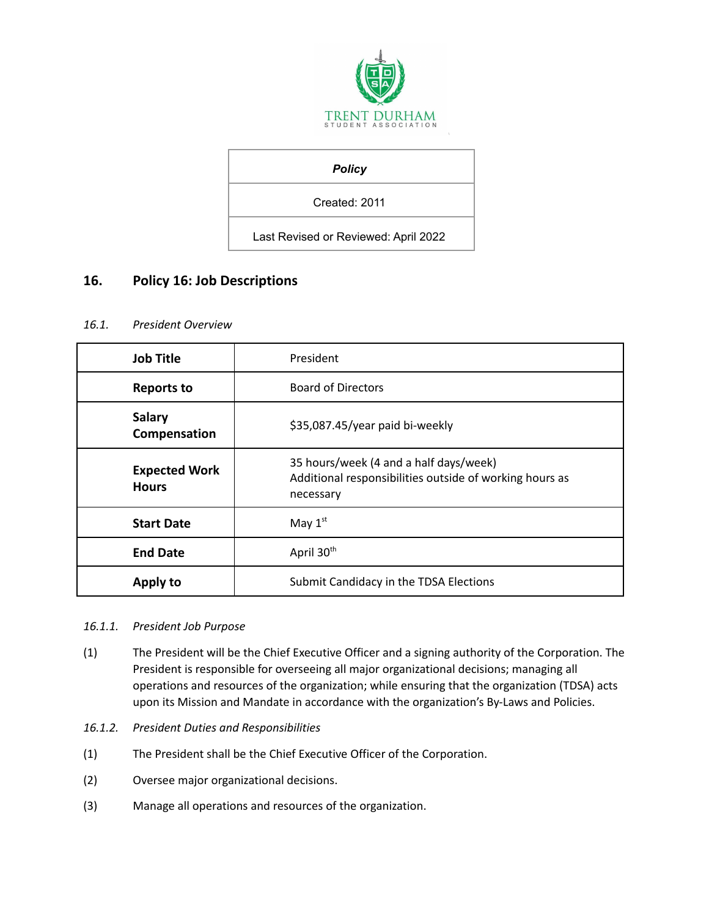TRENT DURHAM
STUDENT ASSOCIATION

| *Policy* |
|---|
| Created: 2011 |
| Last Revised or Reviewed: April 2022 |

## 16. Policy 16: Job Descriptions

*16.1. President Overview*

| **Job Title** | President |
|---|---|
| **Reports to** | Board of Directors |
| **Salary Compensation** | $35,087.45/year paid bi-weekly |
| **Expected Work Hours** | 35 hours/week (4 and a half days/week)<br>Additional responsibilities outside of working hours as necessary |
| **Start Date** | May 1st |
| **End Date** | April 30th |
| **Apply to** | Submit Candidacy in the TDSA Elections |

*16.1.1. President Job Purpose*

(1) The President will be the Chief Executive Officer and a signing authority of the Corporation. The President is responsible for overseeing all major organizational decisions; managing all operations and resources of the organization; while ensuring that the organization (TDSA) acts upon its Mission and Mandate in accordance with the organization's By-Laws and Policies.

*16.1.2. President Duties and Responsibilities*

(1) The President shall be the Chief Executive Officer of the Corporation.

(2) Oversee major organizational decisions.

(3) Manage all operations and resources of the organization.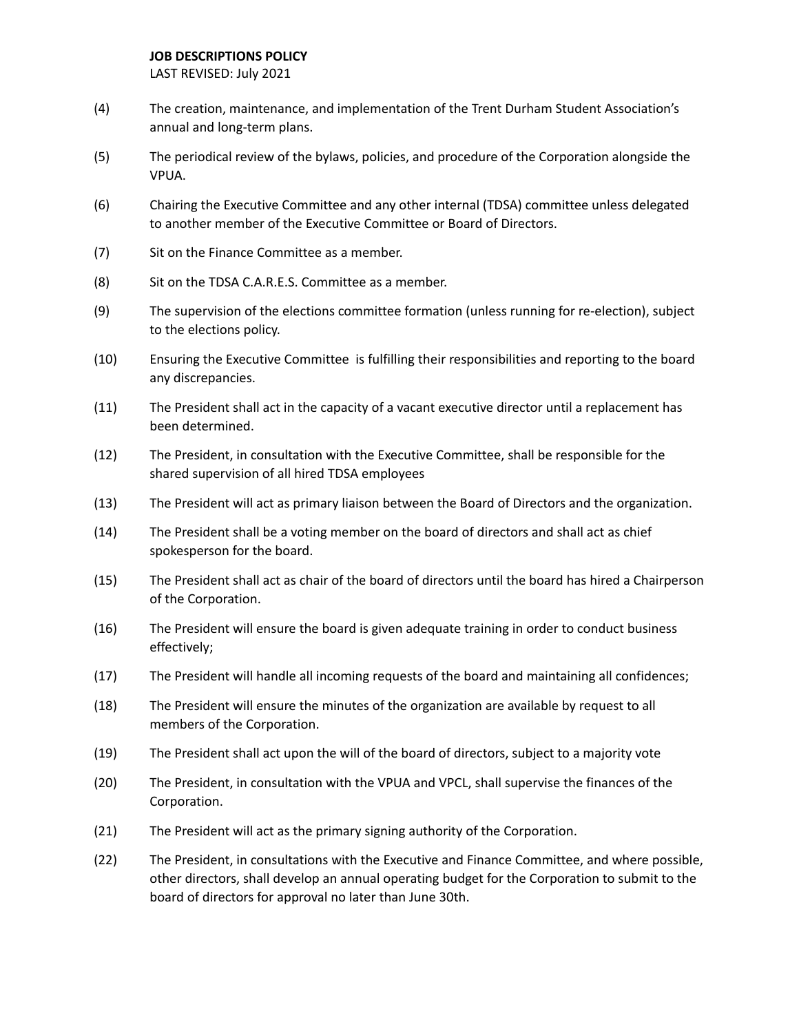(4) The creation, maintenance, and implementation of the Trent Durham Student Association's annual and long-term plans.

(5) The periodical review of the bylaws, policies, and procedure of the Corporation alongside the VPUA.

(6) Chairing the Executive Committee and any other internal (TDSA) committee unless delegated to another member of the Executive Committee or Board of Directors.

(7) Sit on the Finance Committee as a member.

(8) Sit on the TDSA C.A.R.E.S. Committee as a member.

(9) The supervision of the elections committee formation (unless running for re-election), subject to the elections policy.

(10) Ensuring the Executive Committee is fulfilling their responsibilities and reporting to the board any discrepancies.

(11) The President shall act in the capacity of a vacant executive director until a replacement has been determined.

(12) The President, in consultation with the Executive Committee, shall be responsible for the shared supervision of all hired TDSA employees

(13) The President will act as primary liaison between the Board of Directors and the organization.

(14) The President shall be a voting member on the board of directors and shall act as chief spokesperson for the board.

(15) The President shall act as chair of the board of directors until the board has hired a Chairperson of the Corporation.

(16) The President will ensure the board is given adequate training in order to conduct business effectively;

(17) The President will handle all incoming requests of the board and maintaining all confidences;

(18) The President will ensure the minutes of the organization are available by request to all members of the Corporation.

(19) The President shall act upon the will of the board of directors, subject to a majority vote

(20) The President, in consultation with the VPUA and VPCL, shall supervise the finances of the Corporation.

(21) The President will act as the primary signing authority of the Corporation.

(22) The President, in consultations with the Executive and Finance Committee, and where possible, other directors, shall develop an annual operating budget for the Corporation to submit to the board of directors for approval no later than June 30th.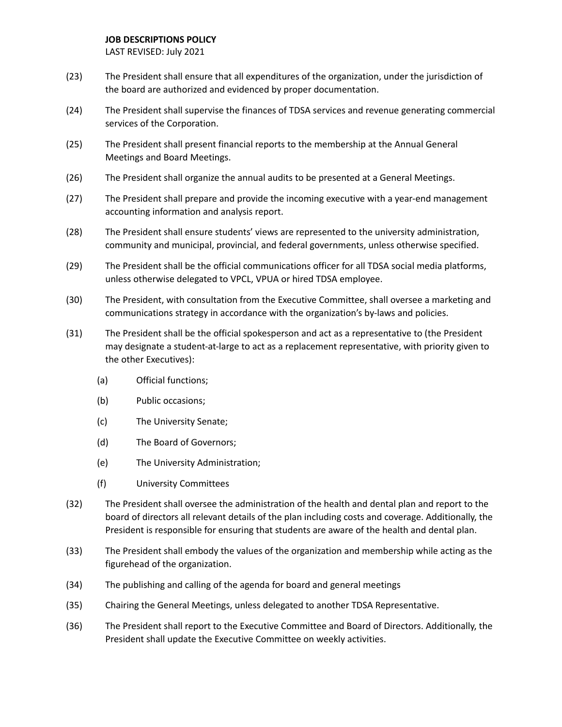(23) The President shall ensure that all expenditures of the organization, under the jurisdiction of the board are authorized and evidenced by proper documentation.

(24) The President shall supervise the finances of TDSA services and revenue generating commercial services of the Corporation.

(25) The President shall present financial reports to the membership at the Annual General Meetings and Board Meetings.

(26) The President shall organize the annual audits to be presented at a General Meetings.

(27) The President shall prepare and provide the incoming executive with a year-end management accounting information and analysis report.

(28) The President shall ensure students' views are represented to the university administration, community and municipal, provincial, and federal governments, unless otherwise specified.

(29) The President shall be the official communications officer for all TDSA social media platforms, unless otherwise delegated to VPCL, VPUA or hired TDSA employee.

(30) The President, with consultation from the Executive Committee, shall oversee a marketing and communications strategy in accordance with the organization's by-laws and policies.

(31) The President shall be the official spokesperson and act as a representative to (the President may designate a student-at-large to act as a replacement representative, with priority given to the other Executives):

- (a) Official functions;
- (b) Public occasions;
- (c) The University Senate;
- (d) The Board of Governors;
- (e) The University Administration;
- (f) University Committees

(32) The President shall oversee the administration of the health and dental plan and report to the board of directors all relevant details of the plan including costs and coverage. Additionally, the President is responsible for ensuring that students are aware of the health and dental plan.

(33) The President shall embody the values of the organization and membership while acting as the figurehead of the organization.

(34) The publishing and calling of the agenda for board and general meetings

(35) Chairing the General Meetings, unless delegated to another TDSA Representative.

(36) The President shall report to the Executive Committee and Board of Directors. Additionally, the President shall update the Executive Committee on weekly activities.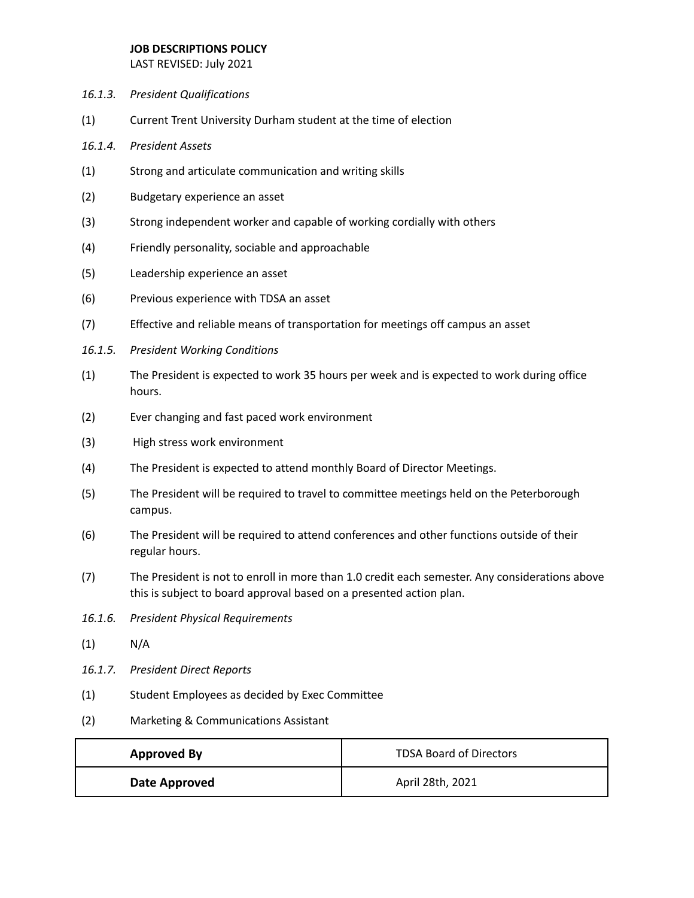*16.1.3. President Qualifications*

(1) Current Trent University Durham student at the time of election

*16.1.4. President Assets*

(1) Strong and articulate communication and writing skills

(2) Budgetary experience an asset

(3) Strong independent worker and capable of working cordially with others

(4) Friendly personality, sociable and approachable

(5) Leadership experience an asset

(6) Previous experience with TDSA an asset

(7) Effective and reliable means of transportation for meetings off campus an asset

*16.1.5. President Working Conditions*

(1) The President is expected to work 35 hours per week and is expected to work during office hours.

(2) Ever changing and fast paced work environment

(3) High stress work environment

(4) The President is expected to attend monthly Board of Director Meetings.

(5) The President will be required to travel to committee meetings held on the Peterborough campus.

(6) The President will be required to attend conferences and other functions outside of their regular hours.

(7) The President is not to enroll in more than 1.0 credit each semester. Any considerations above this is subject to board approval based on a presented action plan.

*16.1.6. President Physical Requirements*

(1) N/A

*16.1.7. President Direct Reports*

(1) Student Employees as decided by Exec Committee

(2) Marketing & Communications Assistant

| **Approved By** | TDSA Board of Directors |
|---|---|
| **Date Approved** | April 28th, 2021 |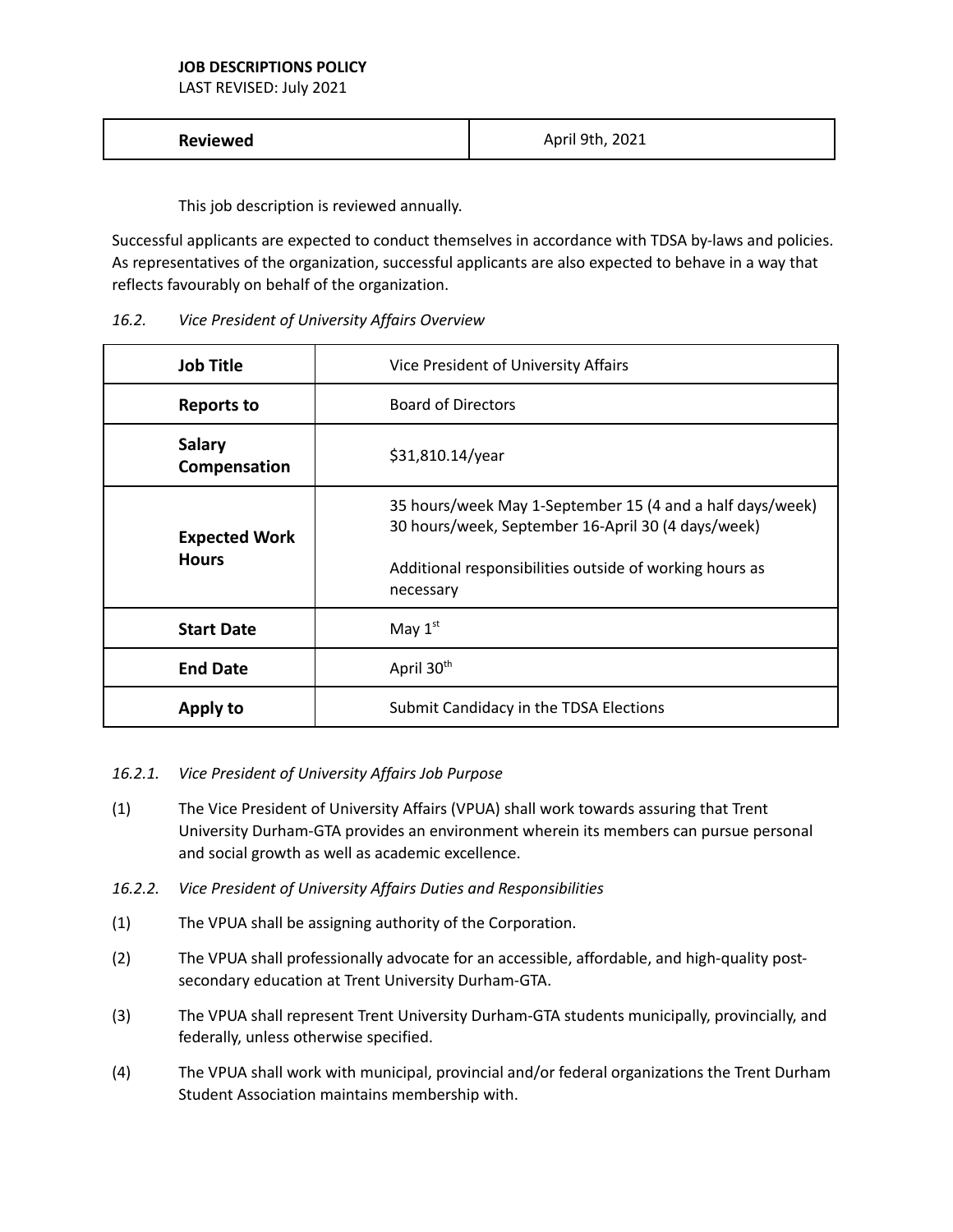**JOB DESCRIPTIONS POLICY**
LAST REVISED: July 2021

| **Reviewed** | April 9th, 2021 |
|---|---|

This job description is reviewed annually.

Successful applicants are expected to conduct themselves in accordance with TDSA by-laws and policies. As representatives of the organization, successful applicants are also expected to behave in a way that reflects favourably on behalf of the organization.

*16.2. Vice President of University Affairs Overview*

| **Job Title** | Vice President of University Affairs |
|---|---|
| **Reports to** | Board of Directors |
| **Salary Compensation** | \$31,810.14/year |
| **Expected Work Hours** | 35 hours/week May 1-September 15 (4 and a half days/week)<br>30 hours/week, September 16-April 30 (4 days/week)<br><br>Additional responsibilities outside of working hours as necessary |
| **Start Date** | May 1st |
| **End Date** | April 30th |
| **Apply to** | Submit Candidacy in the TDSA Elections |

*16.2.1. Vice President of University Affairs Job Purpose*

(1) The Vice President of University Affairs (VPUA) shall work towards assuring that Trent University Durham-GTA provides an environment wherein its members can pursue personal and social growth as well as academic excellence.

*16.2.2. Vice President of University Affairs Duties and Responsibilities*

(1) The VPUA shall be assigning authority of the Corporation.

(2) The VPUA shall professionally advocate for an accessible, affordable, and high-quality post-secondary education at Trent University Durham-GTA.

(3) The VPUA shall represent Trent University Durham-GTA students municipally, provincially, and federally, unless otherwise specified.

(4) The VPUA shall work with municipal, provincial and/or federal organizations the Trent Durham Student Association maintains membership with.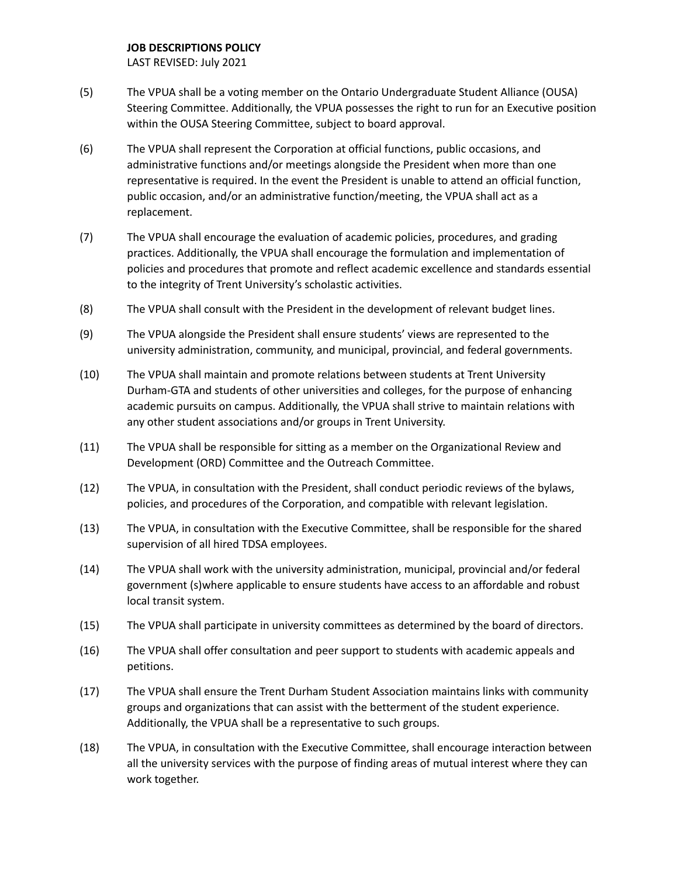(5) The VPUA shall be a voting member on the Ontario Undergraduate Student Alliance (OUSA) Steering Committee. Additionally, the VPUA possesses the right to run for an Executive position within the OUSA Steering Committee, subject to board approval.

(6) The VPUA shall represent the Corporation at official functions, public occasions, and administrative functions and/or meetings alongside the President when more than one representative is required. In the event the President is unable to attend an official function, public occasion, and/or an administrative function/meeting, the VPUA shall act as a replacement.

(7) The VPUA shall encourage the evaluation of academic policies, procedures, and grading practices. Additionally, the VPUA shall encourage the formulation and implementation of policies and procedures that promote and reflect academic excellence and standards essential to the integrity of Trent University's scholastic activities.

(8) The VPUA shall consult with the President in the development of relevant budget lines.

(9) The VPUA alongside the President shall ensure students' views are represented to the university administration, community, and municipal, provincial, and federal governments.

(10) The VPUA shall maintain and promote relations between students at Trent University Durham-GTA and students of other universities and colleges, for the purpose of enhancing academic pursuits on campus. Additionally, the VPUA shall strive to maintain relations with any other student associations and/or groups in Trent University.

(11) The VPUA shall be responsible for sitting as a member on the Organizational Review and Development (ORD) Committee and the Outreach Committee.

(12) The VPUA, in consultation with the President, shall conduct periodic reviews of the bylaws, policies, and procedures of the Corporation, and compatible with relevant legislation.

(13) The VPUA, in consultation with the Executive Committee, shall be responsible for the shared supervision of all hired TDSA employees.

(14) The VPUA shall work with the university administration, municipal, provincial and/or federal government (s)where applicable to ensure students have access to an affordable and robust local transit system.

(15) The VPUA shall participate in university committees as determined by the board of directors.

(16) The VPUA shall offer consultation and peer support to students with academic appeals and petitions.

(17) The VPUA shall ensure the Trent Durham Student Association maintains links with community groups and organizations that can assist with the betterment of the student experience. Additionally, the VPUA shall be a representative to such groups.

(18) The VPUA, in consultation with the Executive Committee, shall encourage interaction between all the university services with the purpose of finding areas of mutual interest where they can work together.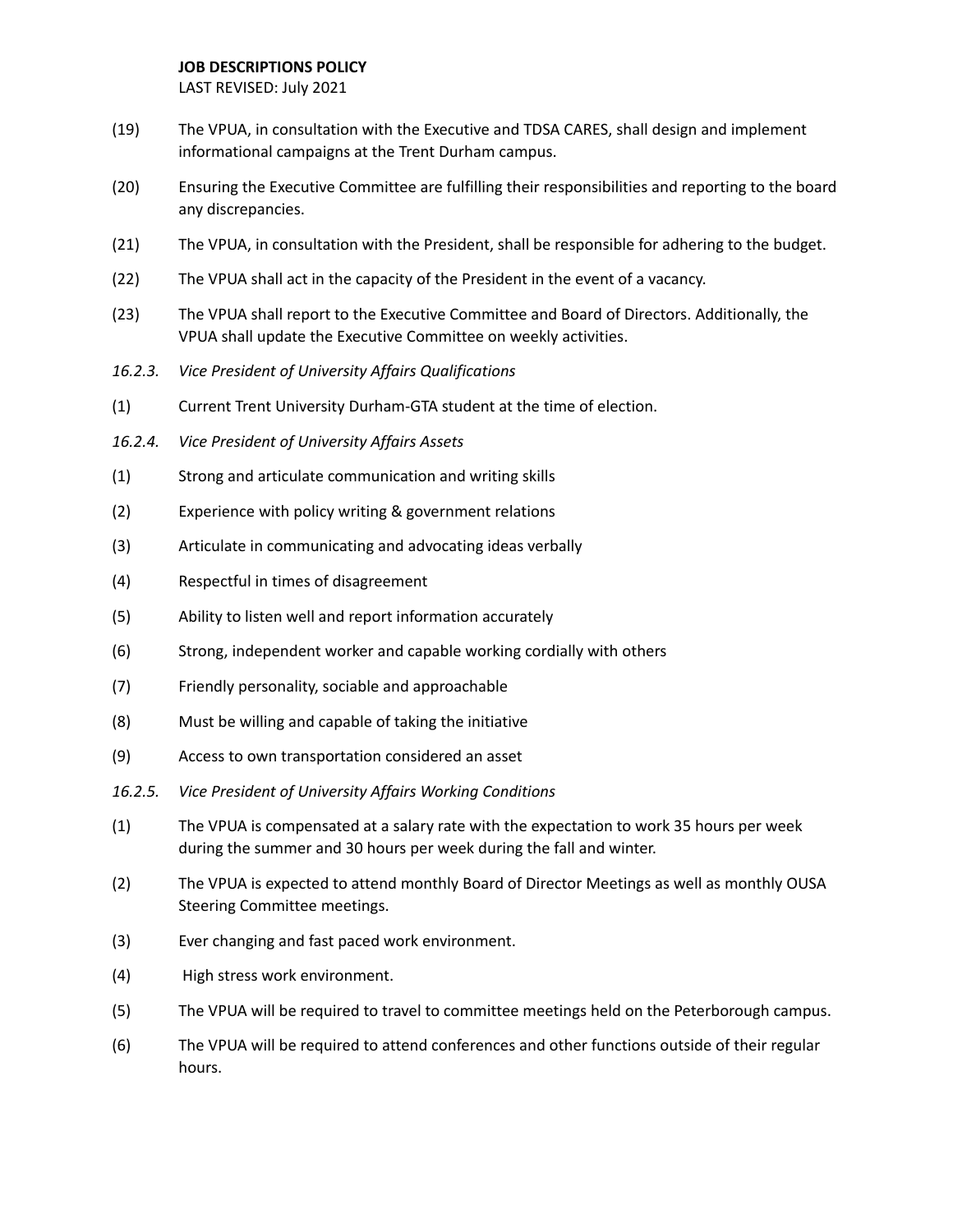(19) The VPUA, in consultation with the Executive and TDSA CARES, shall design and implement informational campaigns at the Trent Durham campus.

(20) Ensuring the Executive Committee are fulfilling their responsibilities and reporting to the board any discrepancies.

(21) The VPUA, in consultation with the President, shall be responsible for adhering to the budget.

(22) The VPUA shall act in the capacity of the President in the event of a vacancy.

(23) The VPUA shall report to the Executive Committee and Board of Directors. Additionally, the VPUA shall update the Executive Committee on weekly activities.

*16.2.3. Vice President of University Affairs Qualifications*

(1) Current Trent University Durham-GTA student at the time of election.

*16.2.4. Vice President of University Affairs Assets*

(1) Strong and articulate communication and writing skills

(2) Experience with policy writing & government relations

(3) Articulate in communicating and advocating ideas verbally

(4) Respectful in times of disagreement

(5) Ability to listen well and report information accurately

(6) Strong, independent worker and capable working cordially with others

(7) Friendly personality, sociable and approachable

(8) Must be willing and capable of taking the initiative

(9) Access to own transportation considered an asset

*16.2.5. Vice President of University Affairs Working Conditions*

(1) The VPUA is compensated at a salary rate with the expectation to work 35 hours per week during the summer and 30 hours per week during the fall and winter.

(2) The VPUA is expected to attend monthly Board of Director Meetings as well as monthly OUSA Steering Committee meetings.

(3) Ever changing and fast paced work environment.

(4) High stress work environment.

(5) The VPUA will be required to travel to committee meetings held on the Peterborough campus.

(6) The VPUA will be required to attend conferences and other functions outside of their regular hours.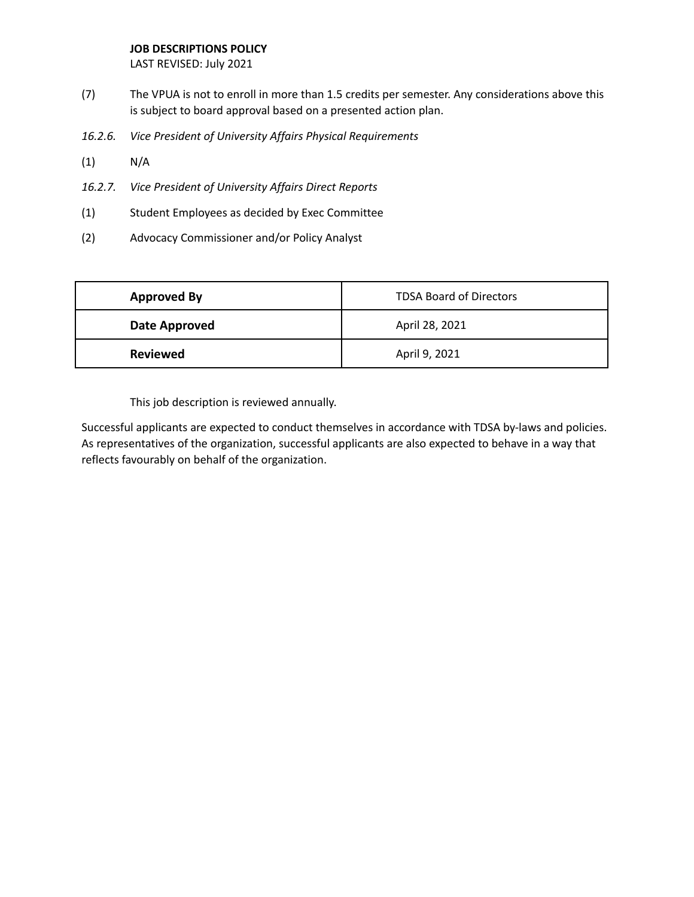(7) The VPUA is not to enroll in more than 1.5 credits per semester. Any considerations above this is subject to board approval based on a presented action plan.

*16.2.6. Vice President of University Affairs Physical Requirements*

(1) N/A

*16.2.7. Vice President of University Affairs Direct Reports*

(1) Student Employees as decided by Exec Committee

(2) Advocacy Commissioner and/or Policy Analyst

| **Approved By** | TDSA Board of Directors |
|---|---|
| **Date Approved** | April 28, 2021 |
| **Reviewed** | April 9, 2021 |

This job description is reviewed annually.

Successful applicants are expected to conduct themselves in accordance with TDSA by-laws and policies. As representatives of the organization, successful applicants are also expected to behave in a way that reflects favourably on behalf of the organization.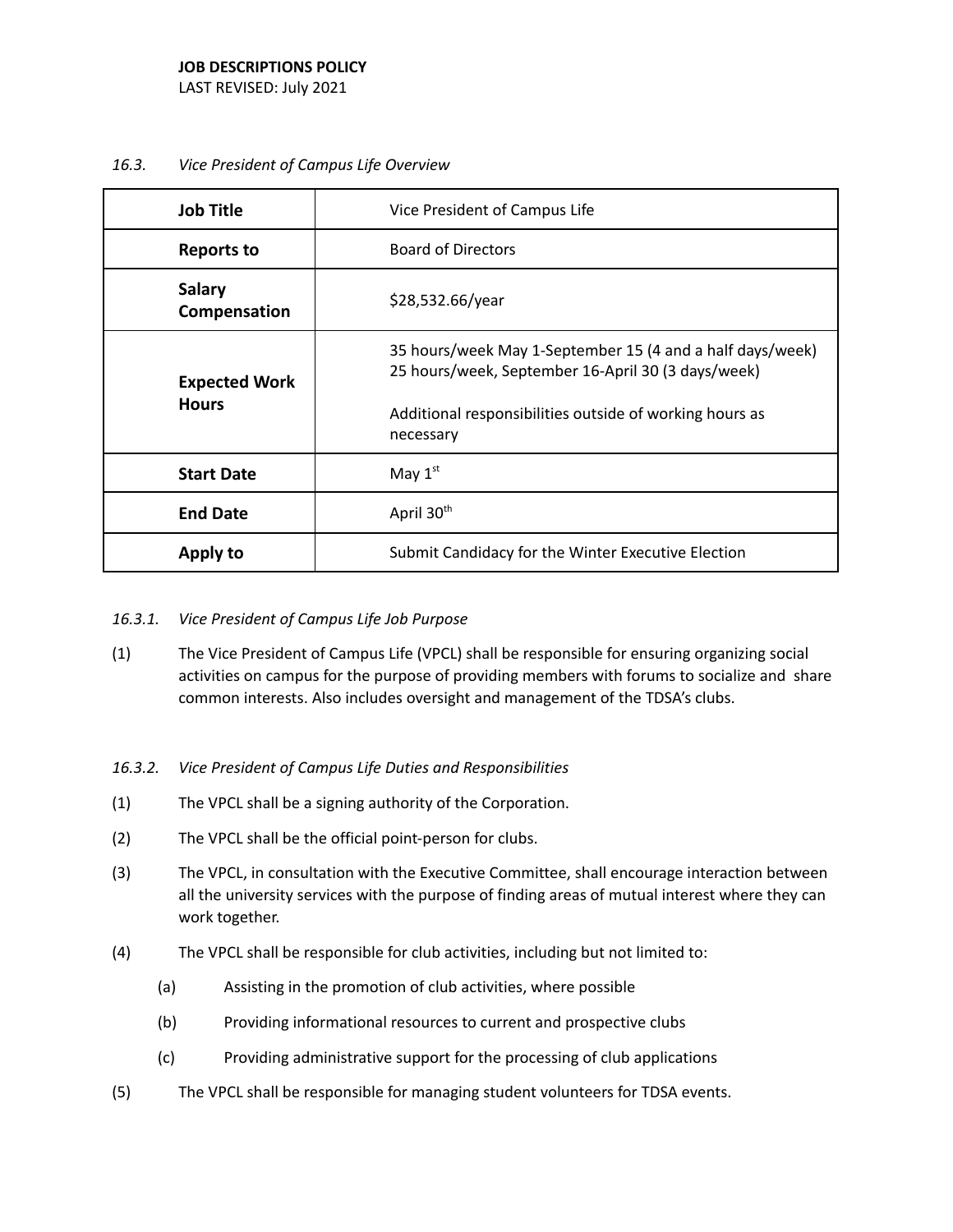**JOB DESCRIPTIONS POLICY**
LAST REVISED: July 2021

*16.3. Vice President of Campus Life Overview*

| **Job Title** | Vice President of Campus Life |
|---|---|
| **Reports to** | Board of Directors |
| **Salary Compensation** | $28,532.66/year |
| **Expected Work Hours** | 35 hours/week May 1-September 15 (4 and a half days/week) 25 hours/week, September 16-April 30 (3 days/week)<br><br>Additional responsibilities outside of working hours as necessary |
| **Start Date** | May 1st |
| **End Date** | April 30th |
| **Apply to** | Submit Candidacy for the Winter Executive Election |

*16.3.1. Vice President of Campus Life Job Purpose*

(1) The Vice President of Campus Life (VPCL) shall be responsible for ensuring organizing social activities on campus for the purpose of providing members with forums to socialize and share common interests. Also includes oversight and management of the TDSA's clubs.

*16.3.2. Vice President of Campus Life Duties and Responsibilities*

(1) The VPCL shall be a signing authority of the Corporation.

(2) The VPCL shall be the official point-person for clubs.

(3) The VPCL, in consultation with the Executive Committee, shall encourage interaction between all the university services with the purpose of finding areas of mutual interest where they can work together.

(4) The VPCL shall be responsible for club activities, including but not limited to:

- (a) Assisting in the promotion of club activities, where possible
- (b) Providing informational resources to current and prospective clubs
- (c) Providing administrative support for the processing of club applications

(5) The VPCL shall be responsible for managing student volunteers for TDSA events.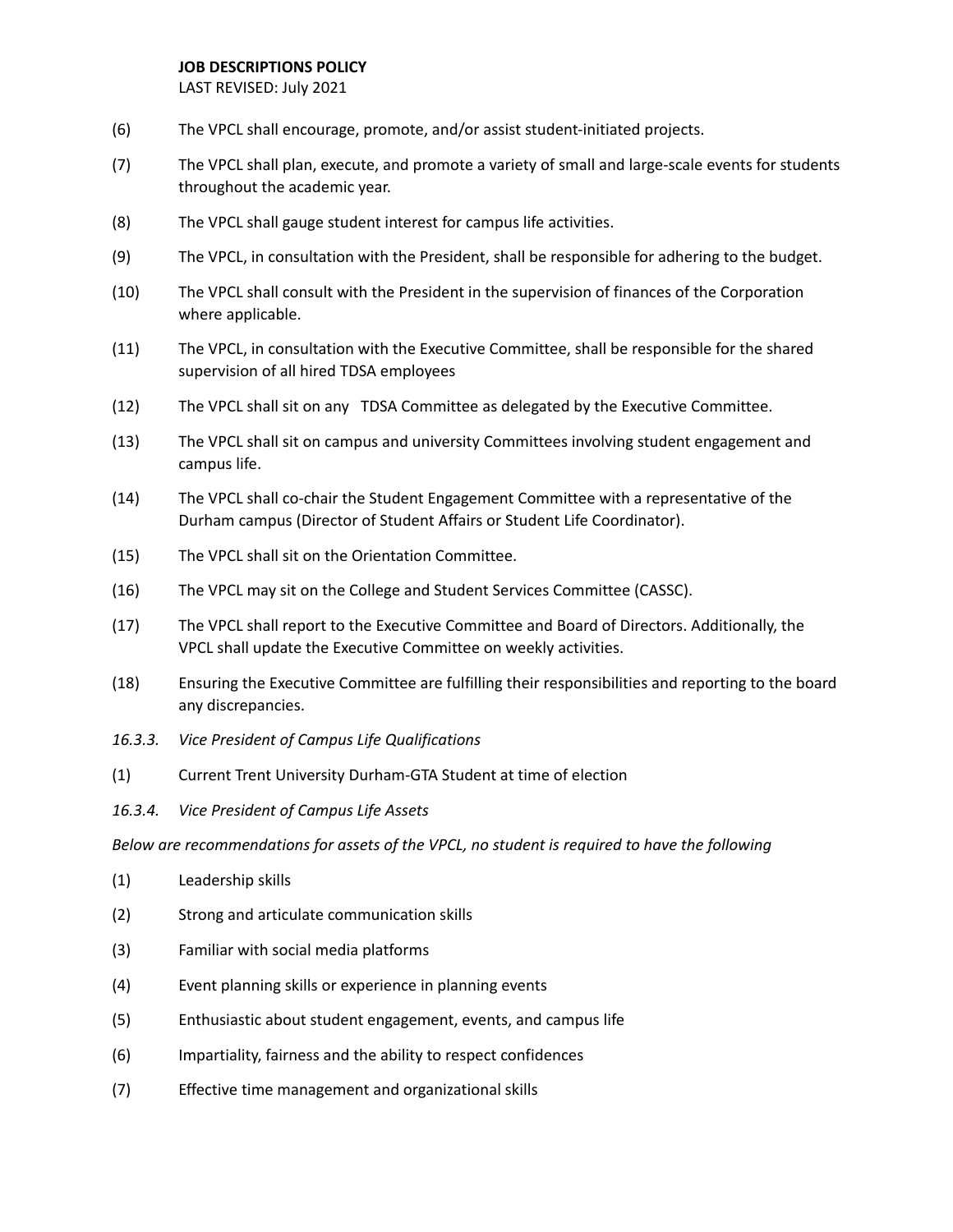(6) The VPCL shall encourage, promote, and/or assist student-initiated projects.

(7) The VPCL shall plan, execute, and promote a variety of small and large-scale events for students throughout the academic year.

(8) The VPCL shall gauge student interest for campus life activities.

(9) The VPCL, in consultation with the President, shall be responsible for adhering to the budget.

(10) The VPCL shall consult with the President in the supervision of finances of the Corporation where applicable.

(11) The VPCL, in consultation with the Executive Committee, shall be responsible for the shared supervision of all hired TDSA employees

(12) The VPCL shall sit on any TDSA Committee as delegated by the Executive Committee.

(13) The VPCL shall sit on campus and university Committees involving student engagement and campus life.

(14) The VPCL shall co-chair the Student Engagement Committee with a representative of the Durham campus (Director of Student Affairs or Student Life Coordinator).

(15) The VPCL shall sit on the Orientation Committee.

(16) The VPCL may sit on the College and Student Services Committee (CASSC).

(17) The VPCL shall report to the Executive Committee and Board of Directors. Additionally, the VPCL shall update the Executive Committee on weekly activities.

(18) Ensuring the Executive Committee are fulfilling their responsibilities and reporting to the board any discrepancies.

*16.3.3. Vice President of Campus Life Qualifications*

(1) Current Trent University Durham-GTA Student at time of election

*16.3.4. Vice President of Campus Life Assets*

*Below are recommendations for assets of the VPCL, no student is required to have the following*

(1) Leadership skills

(2) Strong and articulate communication skills

(3) Familiar with social media platforms

(4) Event planning skills or experience in planning events

(5) Enthusiastic about student engagement, events, and campus life

(6) Impartiality, fairness and the ability to respect confidences

(7) Effective time management and organizational skills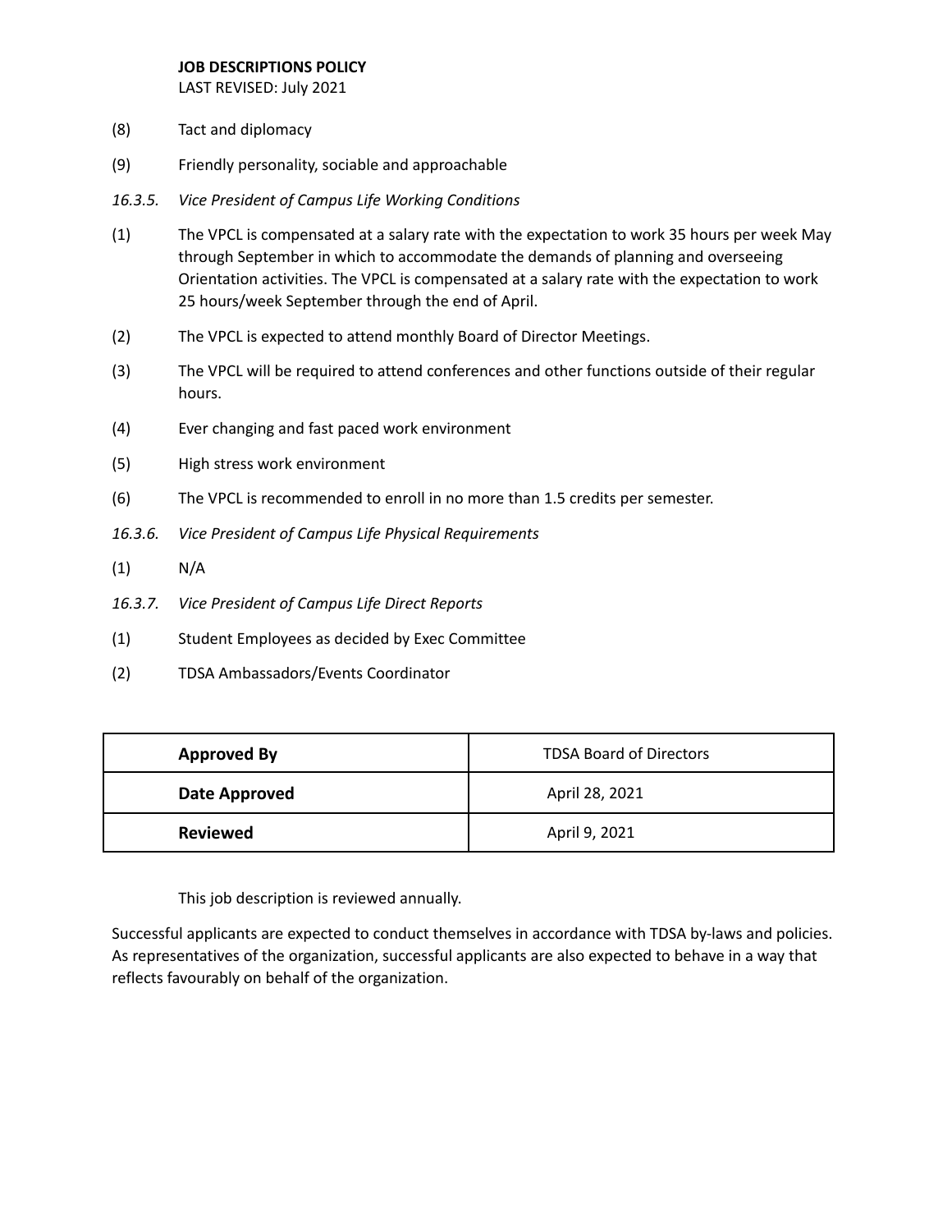(8) Tact and diplomacy

(9) Friendly personality, sociable and approachable

*16.3.5. Vice President of Campus Life Working Conditions*

(1) The VPCL is compensated at a salary rate with the expectation to work 35 hours per week May through September in which to accommodate the demands of planning and overseeing Orientation activities. The VPCL is compensated at a salary rate with the expectation to work 25 hours/week September through the end of April.

(2) The VPCL is expected to attend monthly Board of Director Meetings.

(3) The VPCL will be required to attend conferences and other functions outside of their regular hours.

(4) Ever changing and fast paced work environment

(5) High stress work environment

(6) The VPCL is recommended to enroll in no more than 1.5 credits per semester.

*16.3.6. Vice President of Campus Life Physical Requirements*

(1) N/A

*16.3.7. Vice President of Campus Life Direct Reports*

(1) Student Employees as decided by Exec Committee

(2) TDSA Ambassadors/Events Coordinator

| **Approved By** | TDSA Board of Directors |
|---|---|
| **Date Approved** | April 28, 2021 |
| **Reviewed** | April 9, 2021 |

This job description is reviewed annually.

Successful applicants are expected to conduct themselves in accordance with TDSA by-laws and policies. As representatives of the organization, successful applicants are also expected to behave in a way that reflects favourably on behalf of the organization.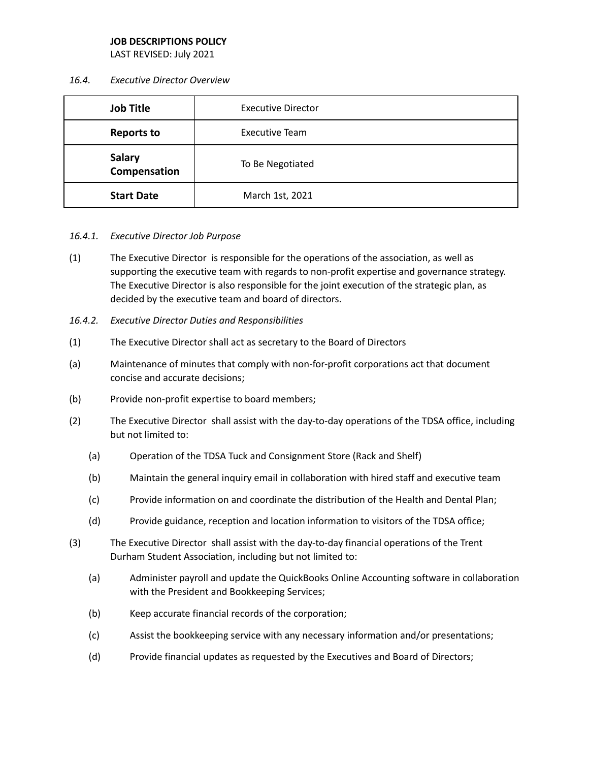**JOB DESCRIPTIONS POLICY**
LAST REVISED: July 2021

*16.4. Executive Director Overview*

| **Job Title** | Executive Director |
|---|---|
| **Reports to** | Executive Team |
| **Salary Compensation** | To Be Negotiated |
| **Start Date** | March 1st, 2021 |

*16.4.1. Executive Director Job Purpose*

(1) The Executive Director is responsible for the operations of the association, as well as supporting the executive team with regards to non-profit expertise and governance strategy. The Executive Director is also responsible for the joint execution of the strategic plan, as decided by the executive team and board of directors.

*16.4.2. Executive Director Duties and Responsibilities*

(1) The Executive Director shall act as secretary to the Board of Directors

(a) Maintenance of minutes that comply with non-for-profit corporations act that document concise and accurate decisions;

(b) Provide non-profit expertise to board members;

(2) The Executive Director shall assist with the day-to-day operations of the TDSA office, including but not limited to:

- (a) Operation of the TDSA Tuck and Consignment Store (Rack and Shelf)
- (b) Maintain the general inquiry email in collaboration with hired staff and executive team
- (c) Provide information on and coordinate the distribution of the Health and Dental Plan;
- (d) Provide guidance, reception and location information to visitors of the TDSA office;

(3) The Executive Director shall assist with the day-to-day financial operations of the Trent Durham Student Association, including but not limited to:

- (a) Administer payroll and update the QuickBooks Online Accounting software in collaboration with the President and Bookkeeping Services;
- (b) Keep accurate financial records of the corporation;
- (c) Assist the bookkeeping service with any necessary information and/or presentations;
- (d) Provide financial updates as requested by the Executives and Board of Directors;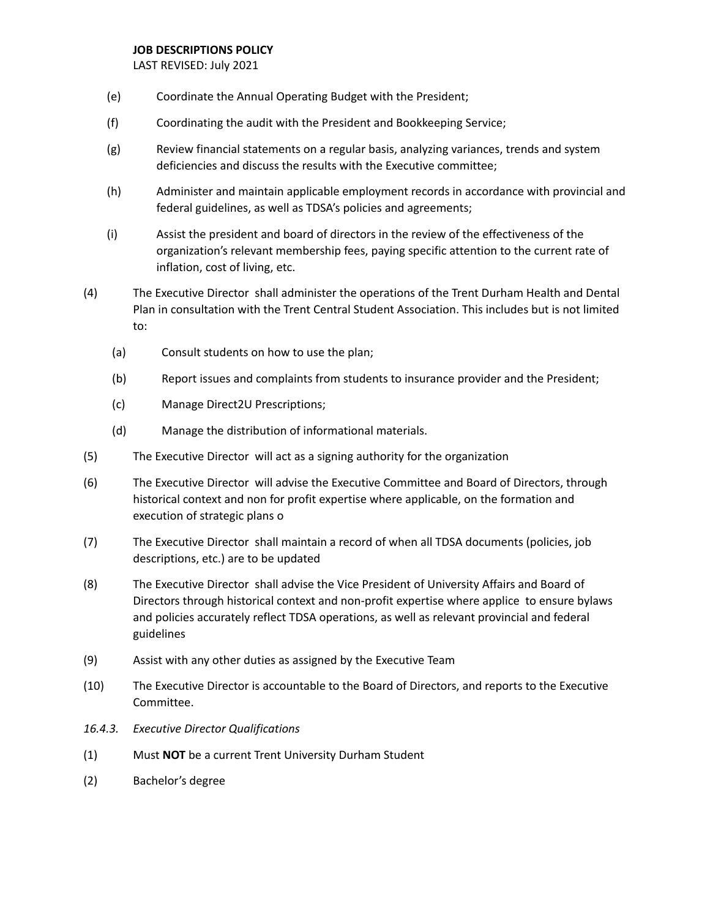(e) Coordinate the Annual Operating Budget with the President;

(f) Coordinating the audit with the President and Bookkeeping Service;

(g) Review financial statements on a regular basis, analyzing variances, trends and system deficiencies and discuss the results with the Executive committee;

(h) Administer and maintain applicable employment records in accordance with provincial and federal guidelines, as well as TDSA's policies and agreements;

(i) Assist the president and board of directors in the review of the effectiveness of the organization's relevant membership fees, paying specific attention to the current rate of inflation, cost of living, etc.

(4) The Executive Director shall administer the operations of the Trent Durham Health and Dental Plan in consultation with the Trent Central Student Association. This includes but is not limited to:

(a) Consult students on how to use the plan;

(b) Report issues and complaints from students to insurance provider and the President;

(c) Manage Direct2U Prescriptions;

(d) Manage the distribution of informational materials.

(5) The Executive Director will act as a signing authority for the organization

(6) The Executive Director will advise the Executive Committee and Board of Directors, through historical context and non for profit expertise where applicable, on the formation and execution of strategic plans o

(7) The Executive Director shall maintain a record of when all TDSA documents (policies, job descriptions, etc.) are to be updated

(8) The Executive Director shall advise the Vice President of University Affairs and Board of Directors through historical context and non-profit expertise where applice to ensure bylaws and policies accurately reflect TDSA operations, as well as relevant provincial and federal guidelines

(9) Assist with any other duties as assigned by the Executive Team

(10) The Executive Director is accountable to the Board of Directors, and reports to the Executive Committee.

*16.4.3. Executive Director Qualifications*

(1) Must **NOT** be a current Trent University Durham Student

(2) Bachelor's degree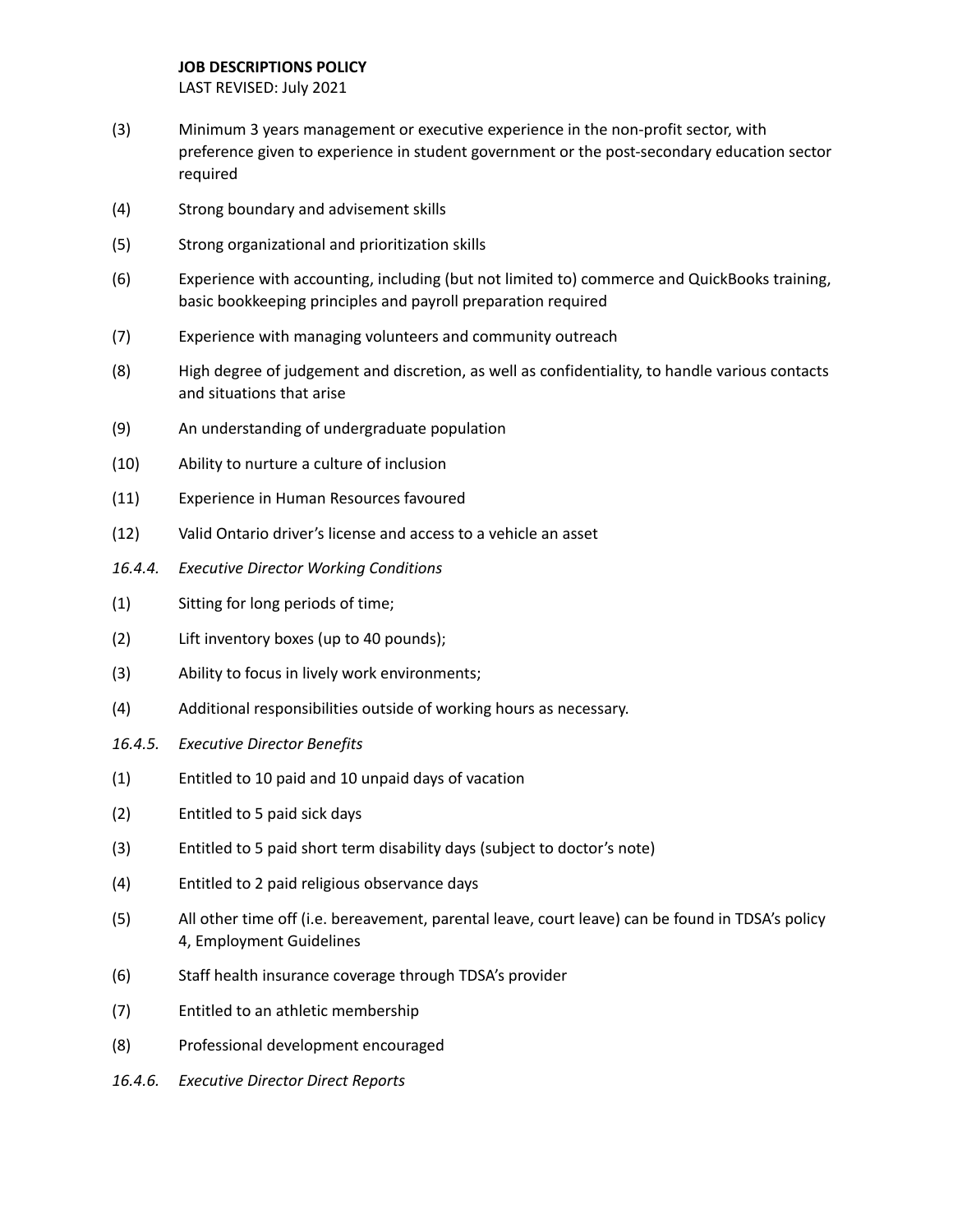(3) Minimum 3 years management or executive experience in the non-profit sector, with preference given to experience in student government or the post-secondary education sector required

(4) Strong boundary and advisement skills

(5) Strong organizational and prioritization skills

(6) Experience with accounting, including (but not limited to) commerce and QuickBooks training, basic bookkeeping principles and payroll preparation required

(7) Experience with managing volunteers and community outreach

(8) High degree of judgement and discretion, as well as confidentiality, to handle various contacts and situations that arise

(9) An understanding of undergraduate population

(10) Ability to nurture a culture of inclusion

(11) Experience in Human Resources favoured

(12) Valid Ontario driver's license and access to a vehicle an asset

*16.4.4. Executive Director Working Conditions*

(1) Sitting for long periods of time;

(2) Lift inventory boxes (up to 40 pounds);

(3) Ability to focus in lively work environments;

(4) Additional responsibilities outside of working hours as necessary.

*16.4.5. Executive Director Benefits*

(1) Entitled to 10 paid and 10 unpaid days of vacation

(2) Entitled to 5 paid sick days

(3) Entitled to 5 paid short term disability days (subject to doctor's note)

(4) Entitled to 2 paid religious observance days

(5) All other time off (i.e. bereavement, parental leave, court leave) can be found in TDSA's policy 4, Employment Guidelines

(6) Staff health insurance coverage through TDSA's provider

(7) Entitled to an athletic membership

(8) Professional development encouraged

*16.4.6. Executive Director Direct Reports*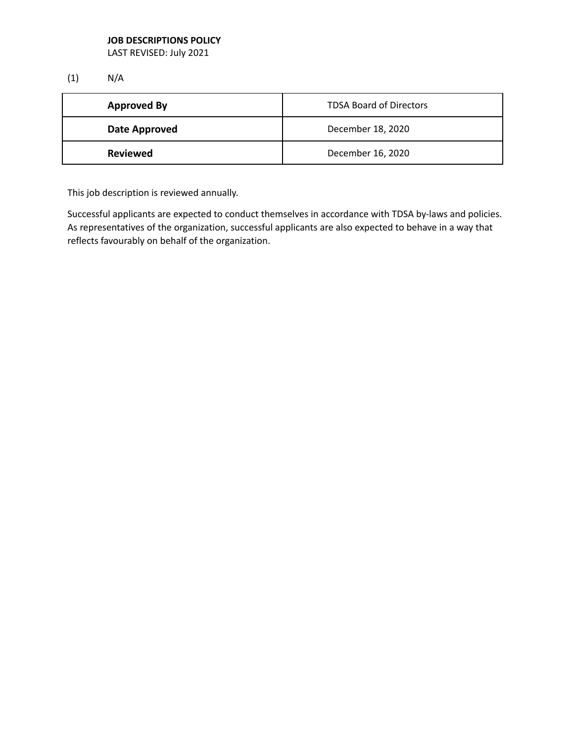**JOB DESCRIPTIONS POLICY**
LAST REVISED: July 2021

(1) N/A

| **Approved By** | TDSA Board of Directors |
|---|---|
| **Date Approved** | December 18, 2020 |
| **Reviewed** | December 16, 2020 |

This job description is reviewed annually.

Successful applicants are expected to conduct themselves in accordance with TDSA by-laws and policies. As representatives of the organization, successful applicants are also expected to behave in a way that reflects favourably on behalf of the organization.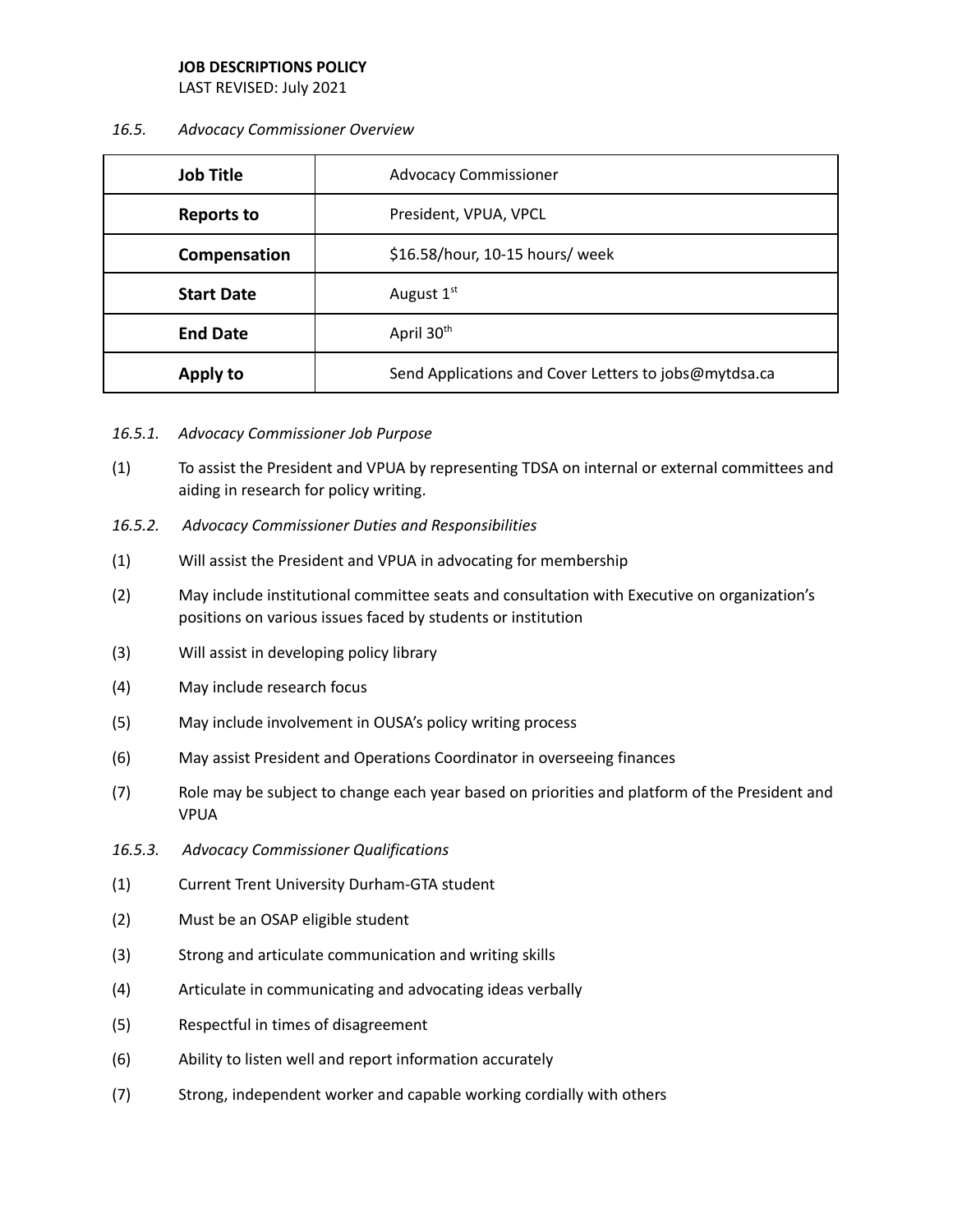**JOB DESCRIPTIONS POLICY**
LAST REVISED: July 2021

*16.5. Advocacy Commissioner Overview*

| **Job Title** | Advocacy Commissioner |
|---|---|
| **Reports to** | President, VPUA, VPCL |
| **Compensation** | $16.58/hour, 10-15 hours/ week |
| **Start Date** | August 1st |
| **End Date** | April 30th |
| **Apply to** | Send Applications and Cover Letters to jobs@mytdsa.ca |

*16.5.1. Advocacy Commissioner Job Purpose*

(1) To assist the President and VPUA by representing TDSA on internal or external committees and aiding in research for policy writing.

*16.5.2. Advocacy Commissioner Duties and Responsibilities*

(1) Will assist the President and VPUA in advocating for membership

(2) May include institutional committee seats and consultation with Executive on organization's positions on various issues faced by students or institution

(3) Will assist in developing policy library

(4) May include research focus

(5) May include involvement in OUSA's policy writing process

(6) May assist President and Operations Coordinator in overseeing finances

(7) Role may be subject to change each year based on priorities and platform of the President and VPUA

*16.5.3. Advocacy Commissioner Qualifications*

(1) Current Trent University Durham-GTA student

(2) Must be an OSAP eligible student

(3) Strong and articulate communication and writing skills

(4) Articulate in communicating and advocating ideas verbally

(5) Respectful in times of disagreement

(6) Ability to listen well and report information accurately

(7) Strong, independent worker and capable working cordially with others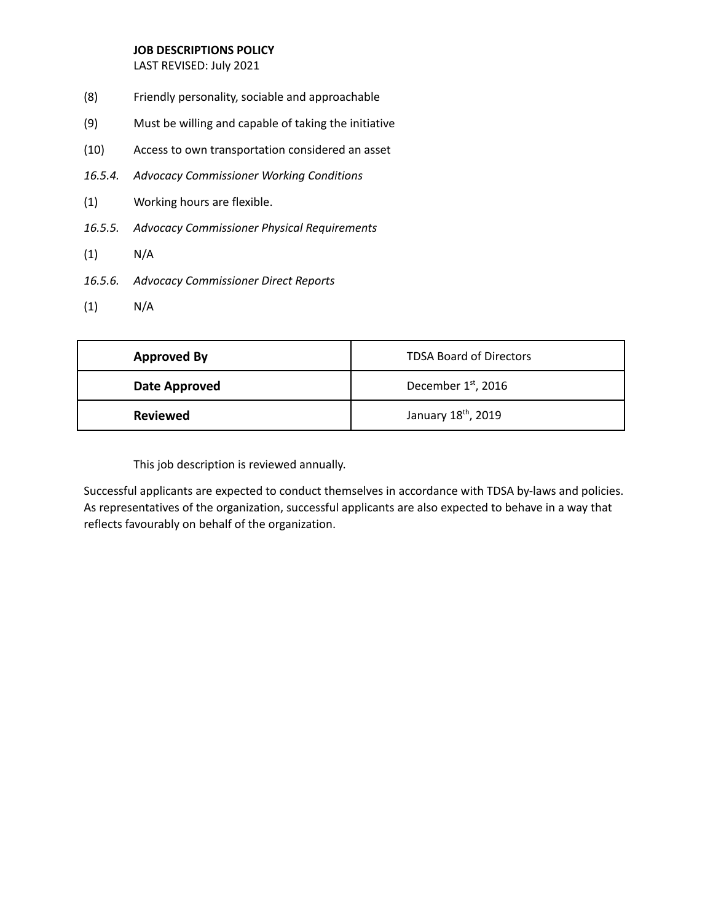(8) Friendly personality, sociable and approachable

(9) Must be willing and capable of taking the initiative

(10) Access to own transportation considered an asset

*16.5.4. Advocacy Commissioner Working Conditions*

(1) Working hours are flexible.

*16.5.5. Advocacy Commissioner Physical Requirements*

(1) N/A

*16.5.6. Advocacy Commissioner Direct Reports*

(1) N/A

| **Approved By** | TDSA Board of Directors |
| --- | --- |
| **Date Approved** | December 1st, 2016 |
| **Reviewed** | January 18th, 2019 |

This job description is reviewed annually.

Successful applicants are expected to conduct themselves in accordance with TDSA by-laws and policies. As representatives of the organization, successful applicants are also expected to behave in a way that reflects favourably on behalf of the organization.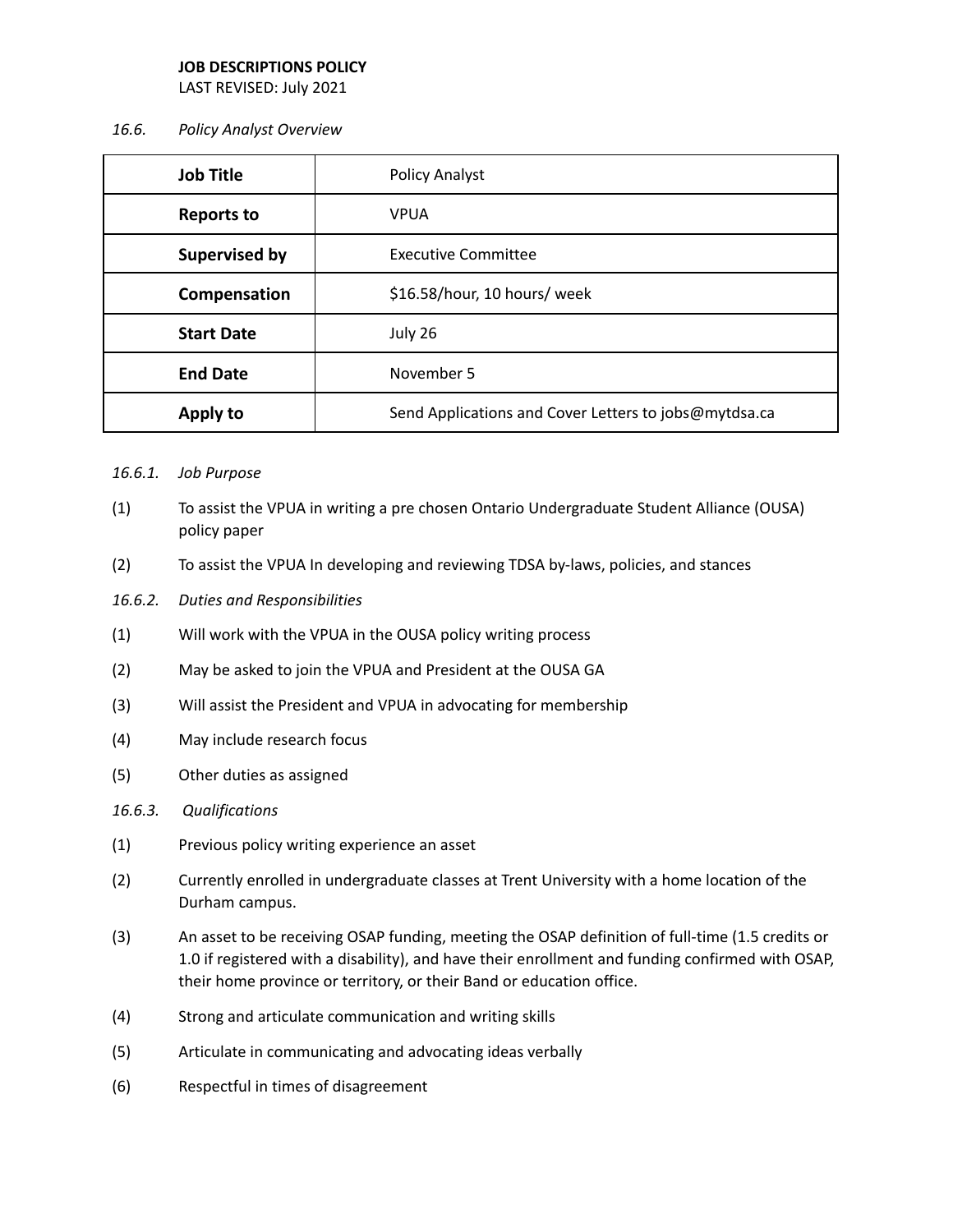**JOB DESCRIPTIONS POLICY**
LAST REVISED: July 2021

*16.6. Policy Analyst Overview*

| **Job Title** | Policy Analyst |
|---|---|
| **Reports to** | VPUA |
| **Supervised by** | Executive Committee |
| **Compensation** | $16.58/hour, 10 hours/ week |
| **Start Date** | July 26 |
| **End Date** | November 5 |
| **Apply to** | Send Applications and Cover Letters to jobs@mytdsa.ca |

*16.6.1. Job Purpose*

(1) To assist the VPUA in writing a pre chosen Ontario Undergraduate Student Alliance (OUSA) policy paper

(2) To assist the VPUA In developing and reviewing TDSA by-laws, policies, and stances

*16.6.2. Duties and Responsibilities*

(1) Will work with the VPUA in the OUSA policy writing process

(2) May be asked to join the VPUA and President at the OUSA GA

(3) Will assist the President and VPUA in advocating for membership

(4) May include research focus

(5) Other duties as assigned

*16.6.3. Qualifications*

(1) Previous policy writing experience an asset

(2) Currently enrolled in undergraduate classes at Trent University with a home location of the Durham campus.

(3) An asset to be receiving OSAP funding, meeting the OSAP definition of full-time (1.5 credits or 1.0 if registered with a disability), and have their enrollment and funding confirmed with OSAP, their home province or territory, or their Band or education office.

(4) Strong and articulate communication and writing skills

(5) Articulate in communicating and advocating ideas verbally

(6) Respectful in times of disagreement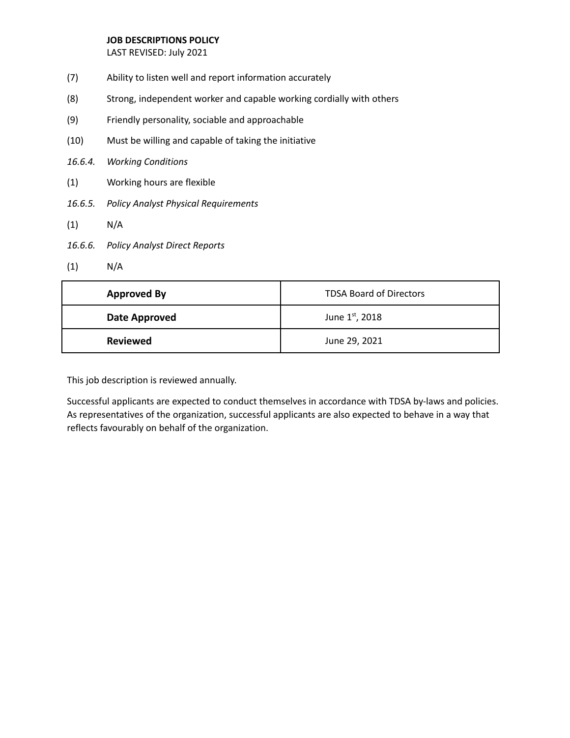(7) Ability to listen well and report information accurately

(8) Strong, independent worker and capable working cordially with others

(9) Friendly personality, sociable and approachable

(10) Must be willing and capable of taking the initiative

*16.6.4. Working Conditions*

(1) Working hours are flexible

*16.6.5. Policy Analyst Physical Requirements*

(1) N/A

*16.6.6. Policy Analyst Direct Reports*

(1) N/A

| **Approved By** | TDSA Board of Directors |
|---|---|
| **Date Approved** | June 1st, 2018 |
| **Reviewed** | June 29, 2021 |

This job description is reviewed annually.

Successful applicants are expected to conduct themselves in accordance with TDSA by-laws and policies. As representatives of the organization, successful applicants are also expected to behave in a way that reflects favourably on behalf of the organization.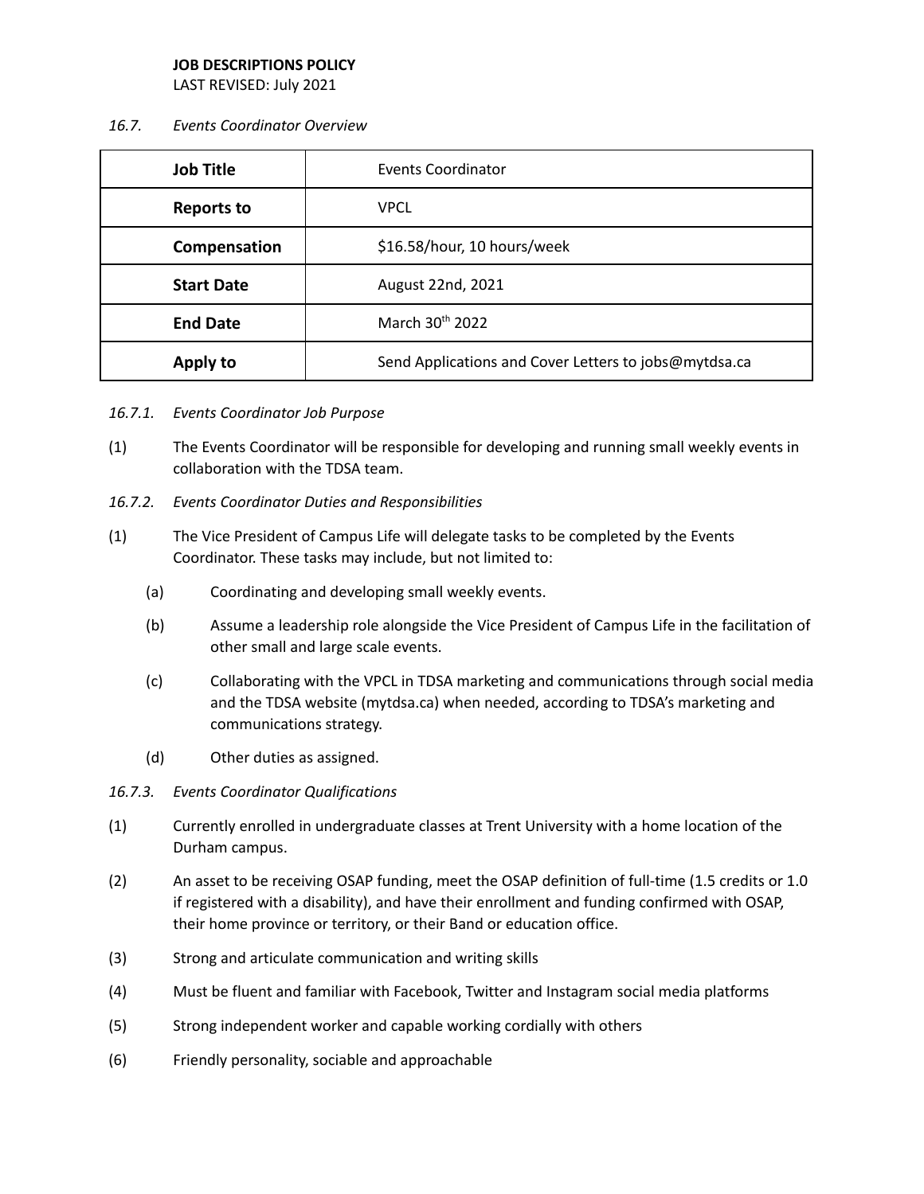**JOB DESCRIPTIONS POLICY**
LAST REVISED: July 2021

*16.7. Events Coordinator Overview*

| **Job Title** | Events Coordinator |
|---|---|
| **Reports to** | VPCL |
| **Compensation** | $16.58/hour, 10 hours/week |
| **Start Date** | August 22nd, 2021 |
| **End Date** | March 30th 2022 |
| **Apply to** | Send Applications and Cover Letters to jobs@mytdsa.ca |

*16.7.1. Events Coordinator Job Purpose*

(1) The Events Coordinator will be responsible for developing and running small weekly events in collaboration with the TDSA team.

*16.7.2. Events Coordinator Duties and Responsibilities*

(1) The Vice President of Campus Life will delegate tasks to be completed by the Events Coordinator. These tasks may include, but not limited to:

- (a) Coordinating and developing small weekly events.
- (b) Assume a leadership role alongside the Vice President of Campus Life in the facilitation of other small and large scale events.
- (c) Collaborating with the VPCL in TDSA marketing and communications through social media and the TDSA website (mytdsa.ca) when needed, according to TDSA's marketing and communications strategy.
- (d) Other duties as assigned.

*16.7.3. Events Coordinator Qualifications*

(1) Currently enrolled in undergraduate classes at Trent University with a home location of the Durham campus.

(2) An asset to be receiving OSAP funding, meet the OSAP definition of full-time (1.5 credits or 1.0 if registered with a disability), and have their enrollment and funding confirmed with OSAP, their home province or territory, or their Band or education office.

(3) Strong and articulate communication and writing skills

(4) Must be fluent and familiar with Facebook, Twitter and Instagram social media platforms

(5) Strong independent worker and capable working cordially with others

(6) Friendly personality, sociable and approachable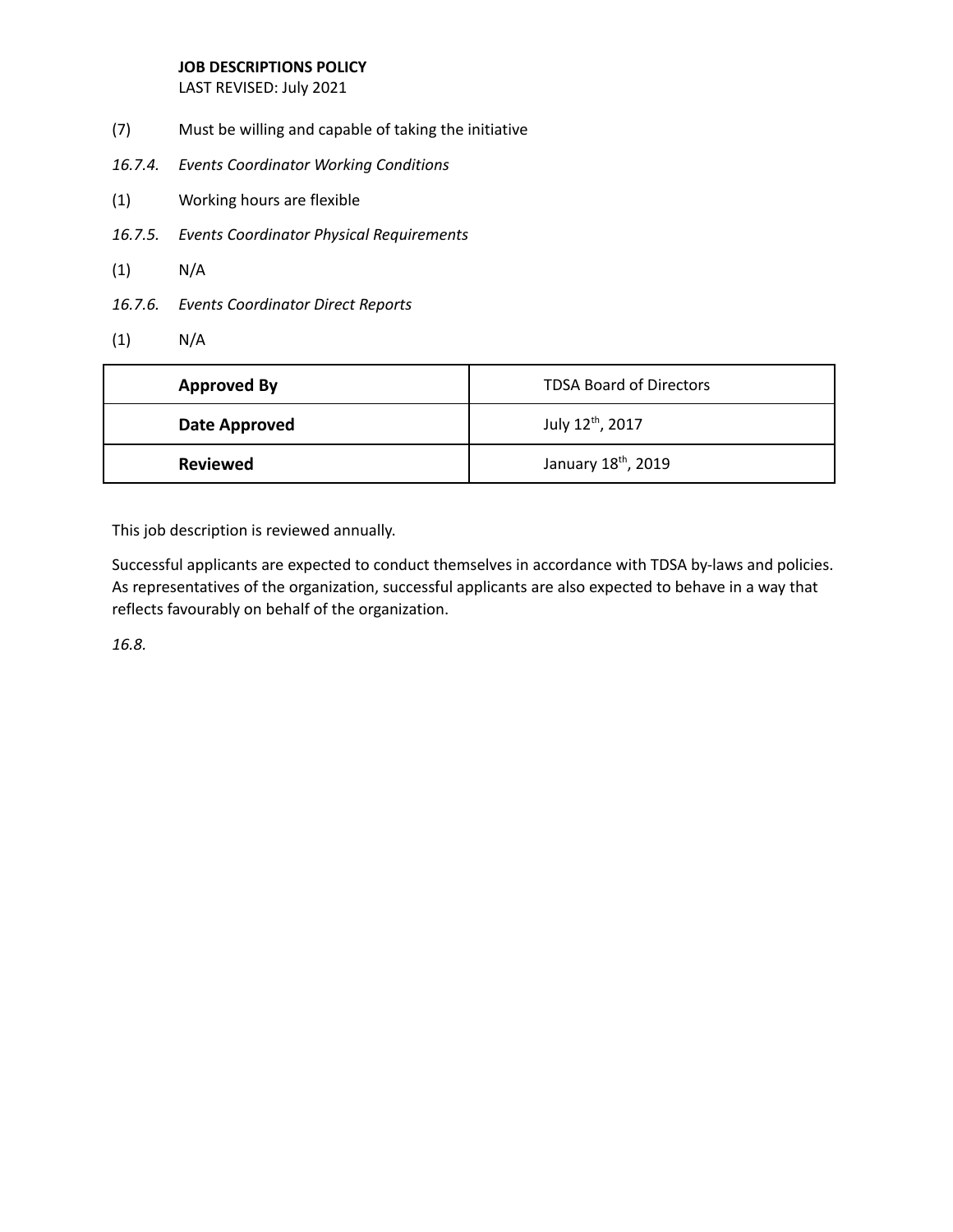(7) Must be willing and capable of taking the initiative

*16.7.4. Events Coordinator Working Conditions*

(1) Working hours are flexible

*16.7.5. Events Coordinator Physical Requirements*

(1) N/A

*16.7.6. Events Coordinator Direct Reports*

(1) N/A

| **Approved By** | TDSA Board of Directors |
|---|---|
| **Date Approved** | July 12th, 2017 |
| **Reviewed** | January 18th, 2019 |

This job description is reviewed annually.

Successful applicants are expected to conduct themselves in accordance with TDSA by-laws and policies. As representatives of the organization, successful applicants are also expected to behave in a way that reflects favourably on behalf of the organization.

*16.8.*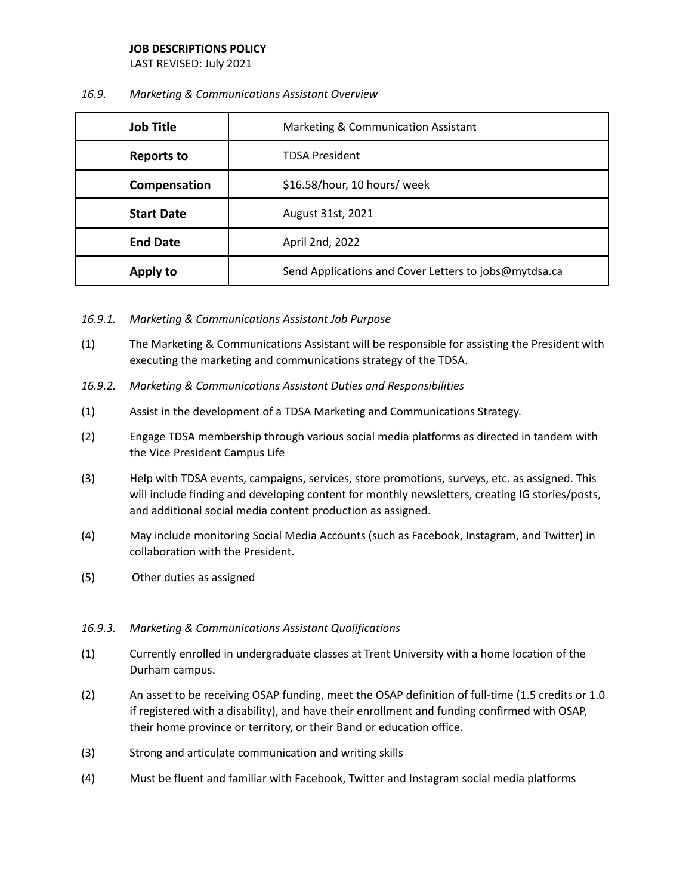**JOB DESCRIPTIONS POLICY**
LAST REVISED: July 2021

*16.9. Marketing & Communications Assistant Overview*

| **Job Title** | Marketing & Communication Assistant |
|---|---|
| **Reports to** | TDSA President |
| **Compensation** | $16.58/hour, 10 hours/ week |
| **Start Date** | August 31st, 2021 |
| **End Date** | April 2nd, 2022 |
| **Apply to** | Send Applications and Cover Letters to jobs@mytdsa.ca |

*16.9.1. Marketing & Communications Assistant Job Purpose*

(1) The Marketing & Communications Assistant will be responsible for assisting the President with executing the marketing and communications strategy of the TDSA.

*16.9.2. Marketing & Communications Assistant Duties and Responsibilities*

(1) Assist in the development of a TDSA Marketing and Communications Strategy.

(2) Engage TDSA membership through various social media platforms as directed in tandem with the Vice President Campus Life

(3) Help with TDSA events, campaigns, services, store promotions, surveys, etc. as assigned. This will include finding and developing content for monthly newsletters, creating IG stories/posts, and additional social media content production as assigned.

(4) May include monitoring Social Media Accounts (such as Facebook, Instagram, and Twitter) in collaboration with the President.

(5) Other duties as assigned

*16.9.3. Marketing & Communications Assistant Qualifications*

(1) Currently enrolled in undergraduate classes at Trent University with a home location of the Durham campus.

(2) An asset to be receiving OSAP funding, meet the OSAP definition of full-time (1.5 credits or 1.0 if registered with a disability), and have their enrollment and funding confirmed with OSAP, their home province or territory, or their Band or education office.

(3) Strong and articulate communication and writing skills

(4) Must be fluent and familiar with Facebook, Twitter and Instagram social media platforms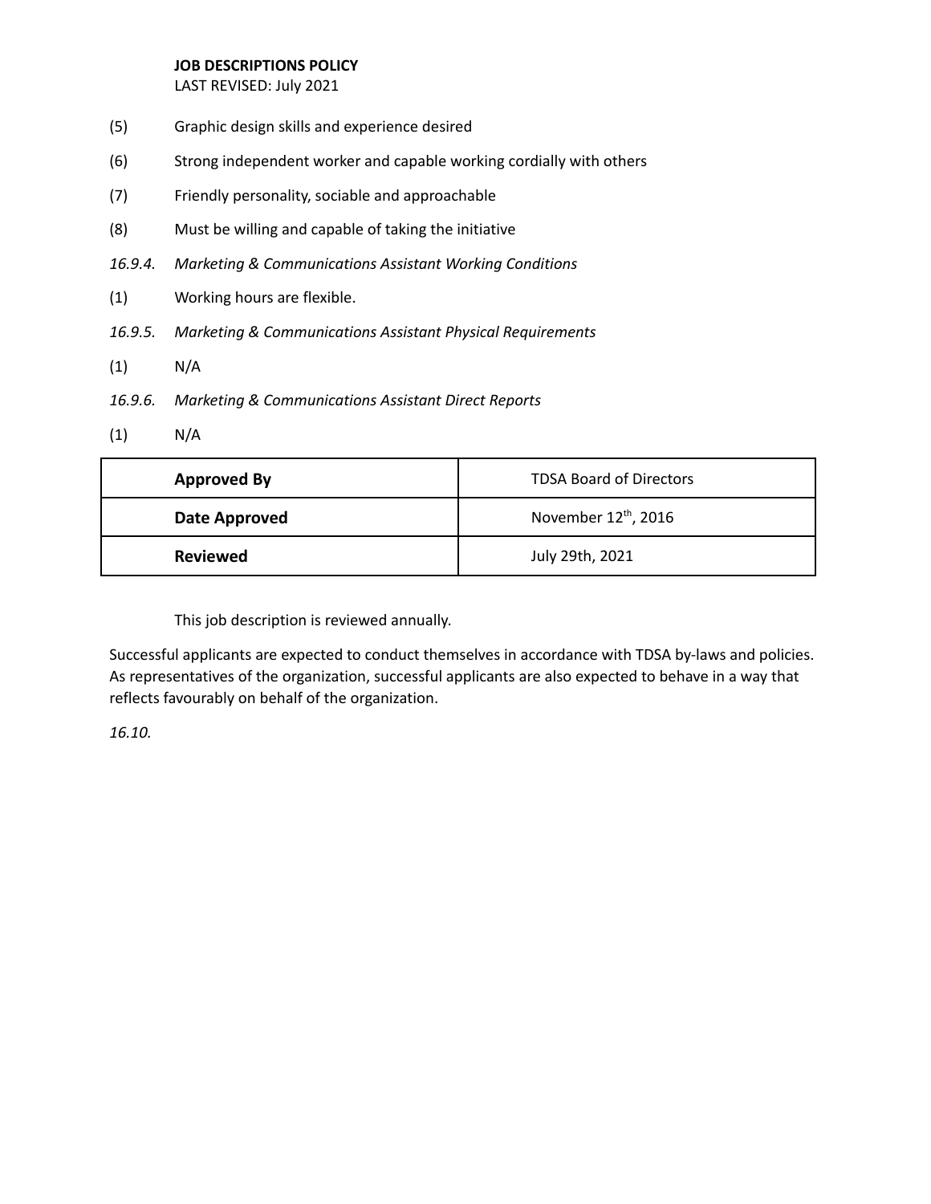(5) Graphic design skills and experience desired

(6) Strong independent worker and capable working cordially with others

(7) Friendly personality, sociable and approachable

(8) Must be willing and capable of taking the initiative

*16.9.4. Marketing & Communications Assistant Working Conditions*

(1) Working hours are flexible.

*16.9.5. Marketing & Communications Assistant Physical Requirements*

(1) N/A

*16.9.6. Marketing & Communications Assistant Direct Reports*

(1) N/A

| **Approved By** | TDSA Board of Directors |
|---|---|
| **Date Approved** | November 12th, 2016 |
| **Reviewed** | July 29th, 2021 |

This job description is reviewed annually.

Successful applicants are expected to conduct themselves in accordance with TDSA by-laws and policies. As representatives of the organization, successful applicants are also expected to behave in a way that reflects favourably on behalf of the organization.

*16.10.*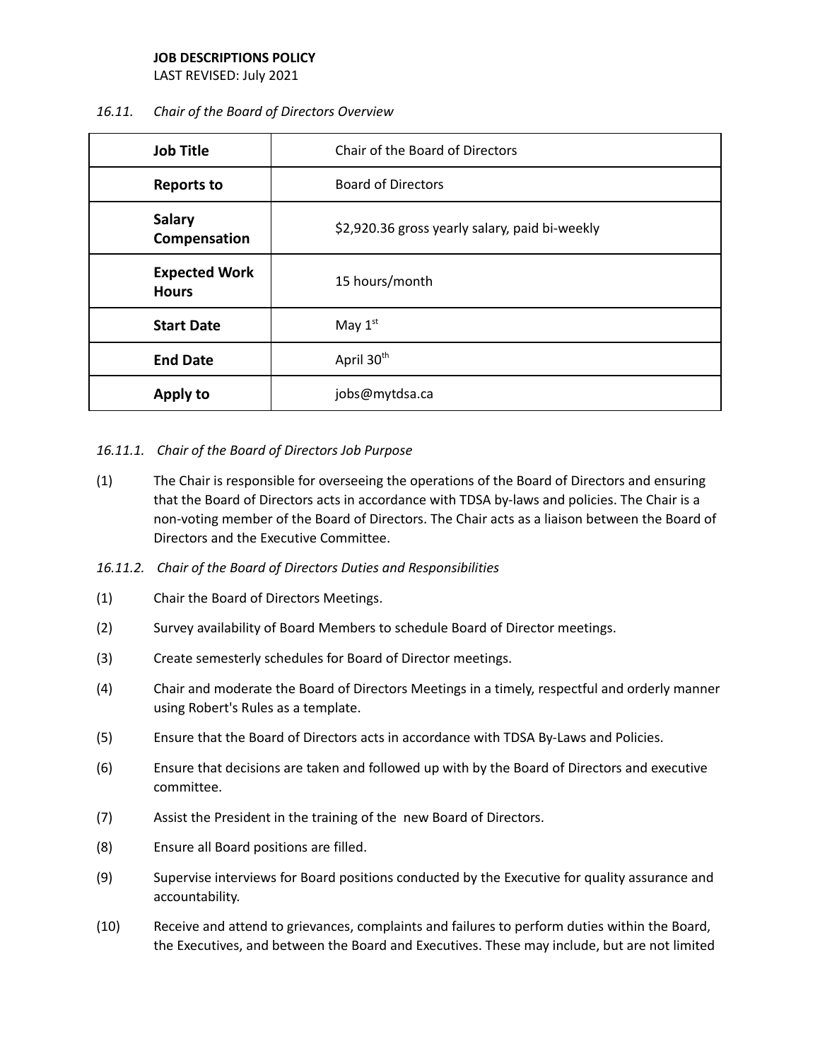**JOB DESCRIPTIONS POLICY**

LAST REVISED: July 2021

*16.11. Chair of the Board of Directors Overview*

| **Job Title** | Chair of the Board of Directors |
|---|---|
| **Reports to** | Board of Directors |
| **Salary Compensation** | $2,920.36 gross yearly salary, paid bi-weekly |
| **Expected Work Hours** | 15 hours/month |
| **Start Date** | May 1st |
| **End Date** | April 30th |
| **Apply to** | jobs@mytdsa.ca |

*16.11.1. Chair of the Board of Directors Job Purpose*

(1) The Chair is responsible for overseeing the operations of the Board of Directors and ensuring that the Board of Directors acts in accordance with TDSA by-laws and policies. The Chair is a non-voting member of the Board of Directors. The Chair acts as a liaison between the Board of Directors and the Executive Committee.

*16.11.2. Chair of the Board of Directors Duties and Responsibilities*

(1) Chair the Board of Directors Meetings.

(2) Survey availability of Board Members to schedule Board of Director meetings.

(3) Create semesterly schedules for Board of Director meetings.

(4) Chair and moderate the Board of Directors Meetings in a timely, respectful and orderly manner using Robert's Rules as a template.

(5) Ensure that the Board of Directors acts in accordance with TDSA By-Laws and Policies.

(6) Ensure that decisions are taken and followed up with by the Board of Directors and executive committee.

(7) Assist the President in the training of the new Board of Directors.

(8) Ensure all Board positions are filled.

(9) Supervise interviews for Board positions conducted by the Executive for quality assurance and accountability.

(10) Receive and attend to grievances, complaints and failures to perform duties within the Board, the Executives, and between the Board and Executives. These may include, but are not limited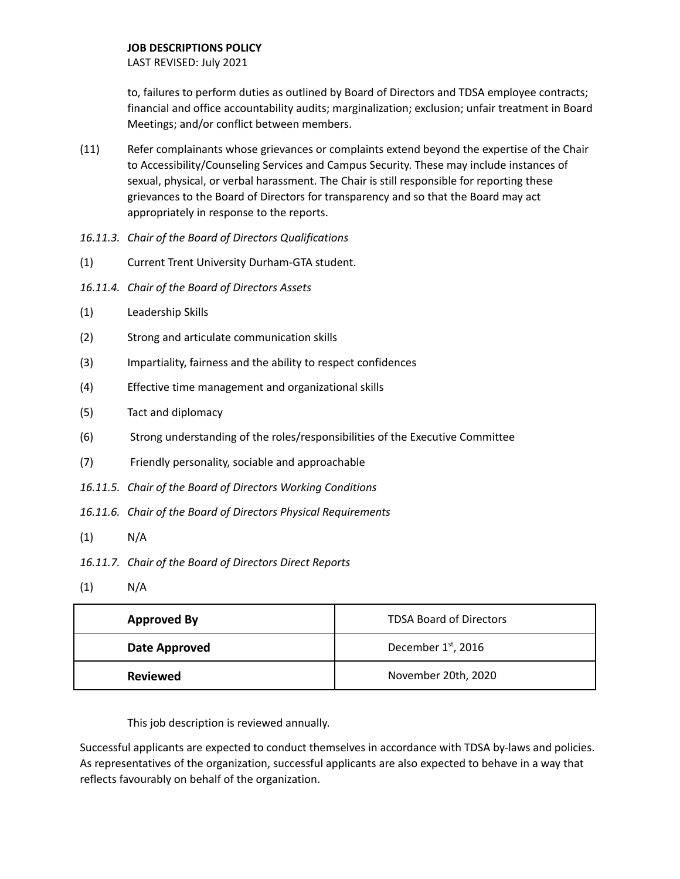to, failures to perform duties as outlined by Board of Directors and TDSA employee contracts; financial and office accountability audits; marginalization; exclusion; unfair treatment in Board Meetings; and/or conflict between members.

(11) Refer complainants whose grievances or complaints extend beyond the expertise of the Chair to Accessibility/Counseling Services and Campus Security. These may include instances of sexual, physical, or verbal harassment. The Chair is still responsible for reporting these grievances to the Board of Directors for transparency and so that the Board may act appropriately in response to the reports.

*16.11.3. Chair of the Board of Directors Qualifications*

(1) Current Trent University Durham-GTA student.

*16.11.4. Chair of the Board of Directors Assets*

(1) Leadership Skills

(2) Strong and articulate communication skills

(3) Impartiality, fairness and the ability to respect confidences

(4) Effective time management and organizational skills

(5) Tact and diplomacy

(6) Strong understanding of the roles/responsibilities of the Executive Committee

(7) Friendly personality, sociable and approachable

*16.11.5. Chair of the Board of Directors Working Conditions*

*16.11.6. Chair of the Board of Directors Physical Requirements*

(1) N/A

*16.11.7. Chair of the Board of Directors Direct Reports*

(1) N/A

| **Approved By** | TDSA Board of Directors |
|---|---|
| **Date Approved** | December 1st, 2016 |
| **Reviewed** | November 20th, 2020 |

This job description is reviewed annually.

Successful applicants are expected to conduct themselves in accordance with TDSA by-laws and policies. As representatives of the organization, successful applicants are also expected to behave in a way that reflects favourably on behalf of the organization.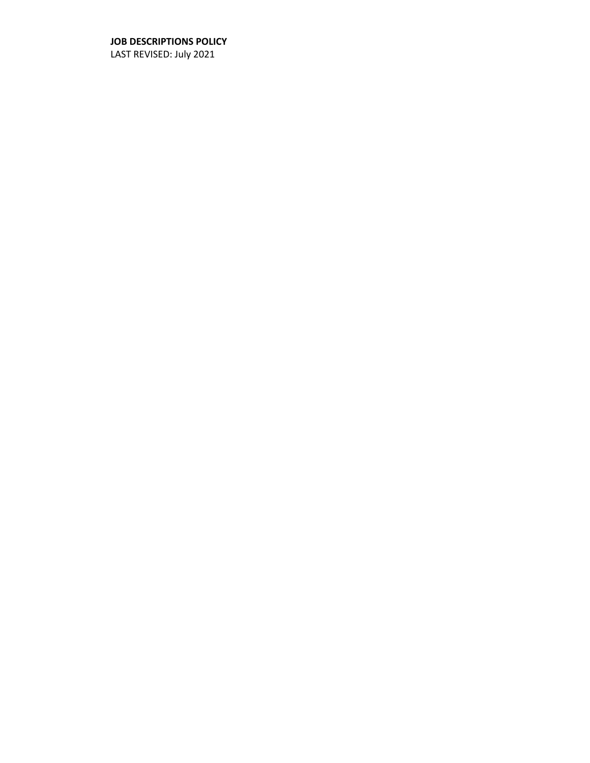**JOB DESCRIPTIONS POLICY**

LAST REVISED: July 2021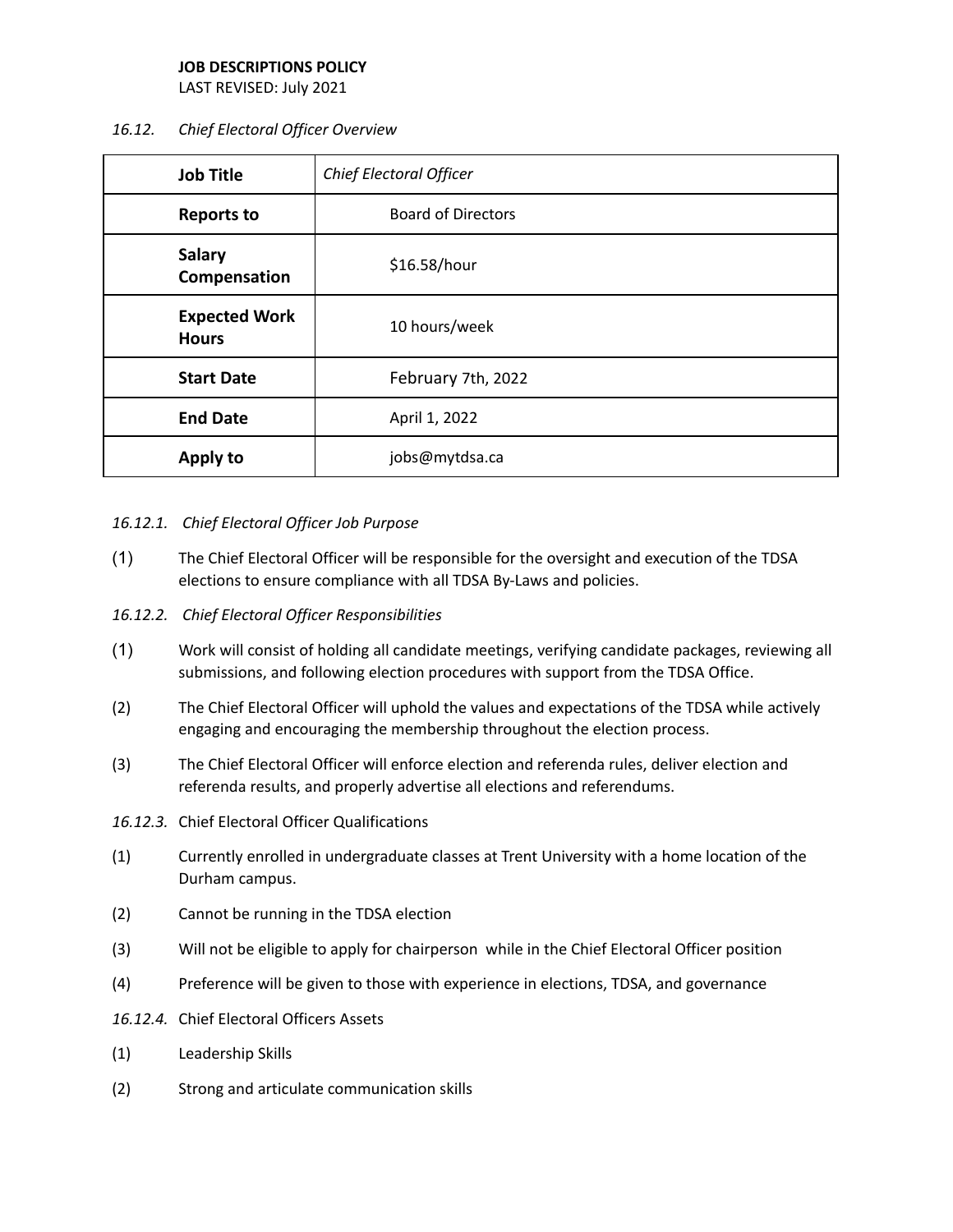**JOB DESCRIPTIONS POLICY**
LAST REVISED: July 2021

*16.12. Chief Electoral Officer Overview*

| **Job Title** | *Chief Electoral Officer* |
|---|---|
| **Reports to** | Board of Directors |
| **Salary Compensation** | $16.58/hour |
| **Expected Work Hours** | 10 hours/week |
| **Start Date** | February 7th, 2022 |
| **End Date** | April 1, 2022 |
| **Apply to** | jobs@mytdsa.ca |

*16.12.1. Chief Electoral Officer Job Purpose*

(1) The Chief Electoral Officer will be responsible for the oversight and execution of the TDSA elections to ensure compliance with all TDSA By-Laws and policies.

*16.12.2. Chief Electoral Officer Responsibilities*

(1) Work will consist of holding all candidate meetings, verifying candidate packages, reviewing all submissions, and following election procedures with support from the TDSA Office.

(2) The Chief Electoral Officer will uphold the values and expectations of the TDSA while actively engaging and encouraging the membership throughout the election process.

(3) The Chief Electoral Officer will enforce election and referenda rules, deliver election and referenda results, and properly advertise all elections and referendums.

*16.12.3.* Chief Electoral Officer Qualifications

(1) Currently enrolled in undergraduate classes at Trent University with a home location of the Durham campus.

(2) Cannot be running in the TDSA election

(3) Will not be eligible to apply for chairperson while in the Chief Electoral Officer position

(4) Preference will be given to those with experience in elections, TDSA, and governance

*16.12.4.* Chief Electoral Officers Assets

(1) Leadership Skills

(2) Strong and articulate communication skills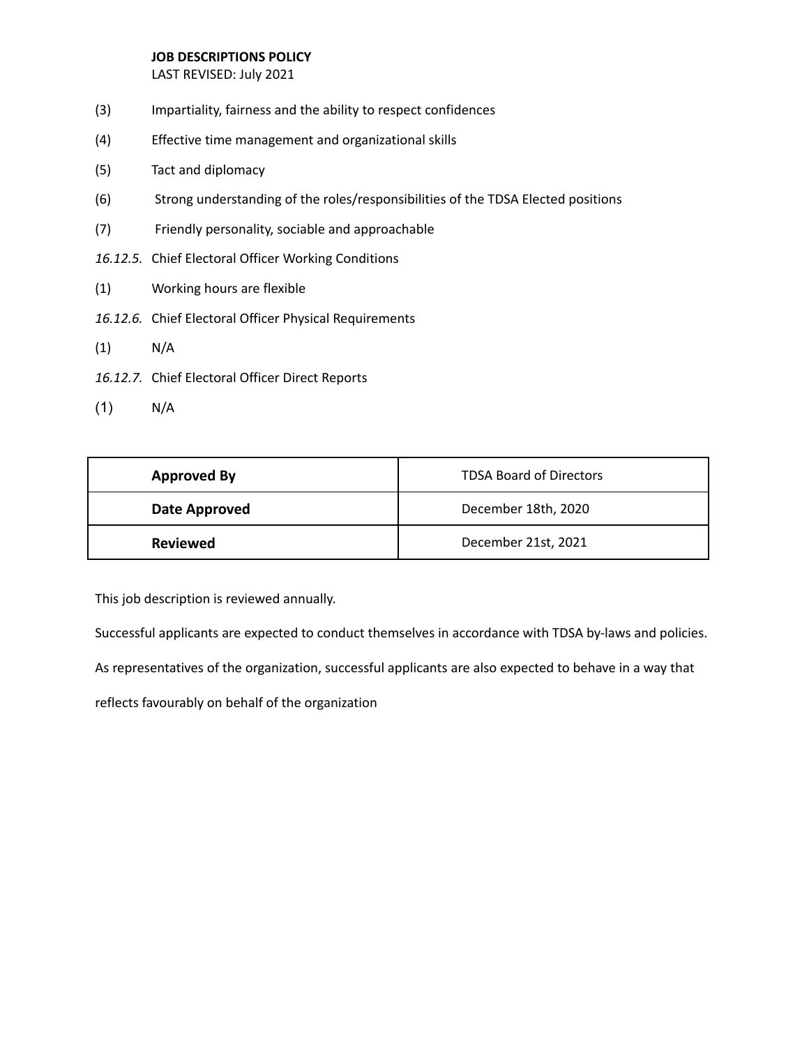(3) Impartiality, fairness and the ability to respect confidences

(4) Effective time management and organizational skills

(5) Tact and diplomacy

(6) Strong understanding of the roles/responsibilities of the TDSA Elected positions

(7) Friendly personality, sociable and approachable

*16.12.5.* Chief Electoral Officer Working Conditions

(1) Working hours are flexible

*16.12.6.* Chief Electoral Officer Physical Requirements

(1) N/A

*16.12.7.* Chief Electoral Officer Direct Reports

(1) N/A

| **Approved By** | TDSA Board of Directors |
| --- | --- |
| **Date Approved** | December 18th, 2020 |
| **Reviewed** | December 21st, 2021 |

This job description is reviewed annually.

Successful applicants are expected to conduct themselves in accordance with TDSA by-laws and policies.

As representatives of the organization, successful applicants are also expected to behave in a way that reflects favourably on behalf of the organization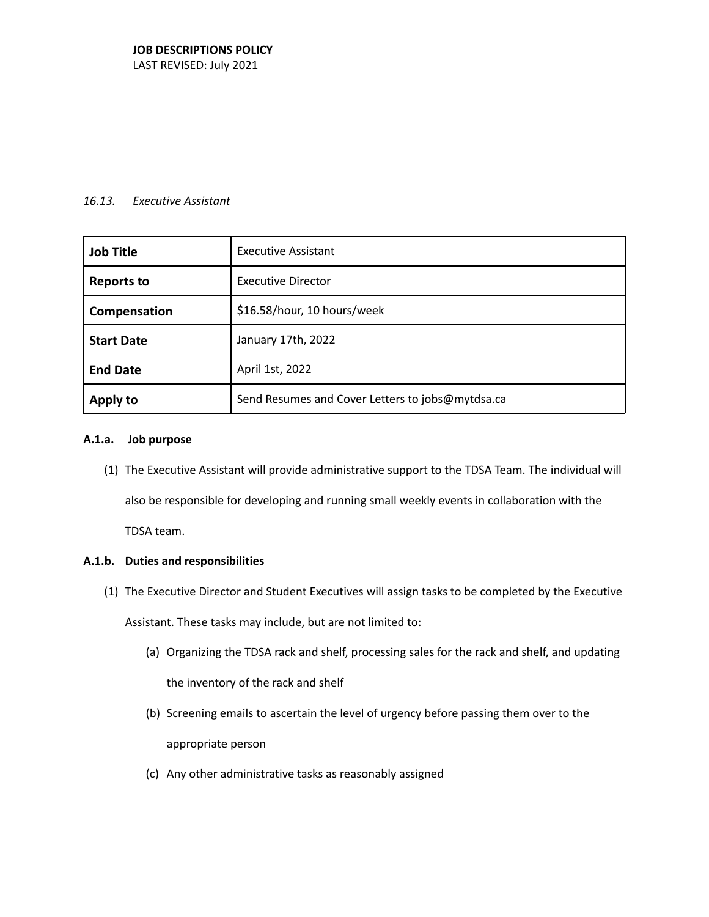**JOB DESCRIPTIONS POLICY**
LAST REVISED: July 2021

*16.13. Executive Assistant*

| **Job Title** | Executive Assistant |
|---|---|
| **Reports to** | Executive Director |
| **Compensation** | $16.58/hour, 10 hours/week |
| **Start Date** | January 17th, 2022 |
| **End Date** | April 1st, 2022 |
| **Apply to** | Send Resumes and Cover Letters to jobs@mytdsa.ca |

**A.1.a. Job purpose**

(1) The Executive Assistant will provide administrative support to the TDSA Team. The individual will also be responsible for developing and running small weekly events in collaboration with the TDSA team.

**A.1.b. Duties and responsibilities**

(1) The Executive Director and Student Executives will assign tasks to be completed by the Executive Assistant. These tasks may include, but are not limited to:

(a) Organizing the TDSA rack and shelf, processing sales for the rack and shelf, and updating the inventory of the rack and shelf

(b) Screening emails to ascertain the level of urgency before passing them over to the appropriate person

(c) Any other administrative tasks as reasonably assigned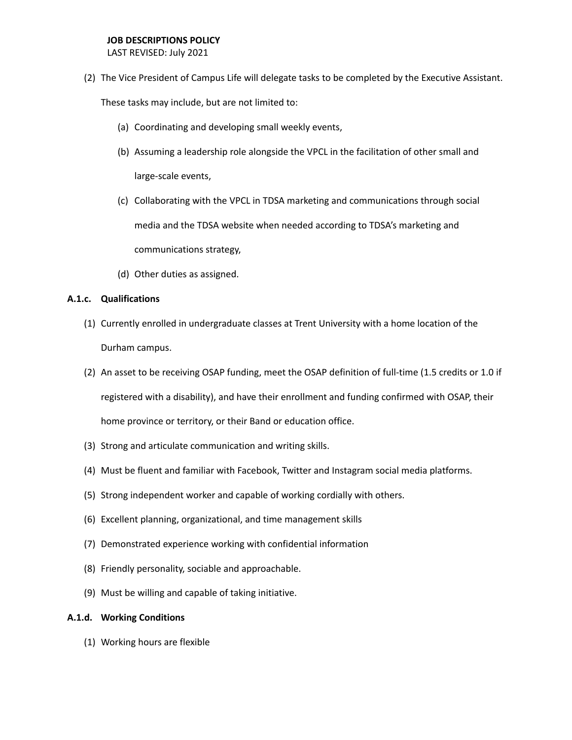(2) The Vice President of Campus Life will delegate tasks to be completed by the Executive Assistant. These tasks may include, but are not limited to:

   (a) Coordinating and developing small weekly events,

   (b) Assuming a leadership role alongside the VPCL in the facilitation of other small and large-scale events,

   (c) Collaborating with the VPCL in TDSA marketing and communications through social media and the TDSA website when needed according to TDSA's marketing and communications strategy,

   (d) Other duties as assigned.

**A.1.c. Qualifications**

(1) Currently enrolled in undergraduate classes at Trent University with a home location of the Durham campus.

(2) An asset to be receiving OSAP funding, meet the OSAP definition of full-time (1.5 credits or 1.0 if registered with a disability), and have their enrollment and funding confirmed with OSAP, their home province or territory, or their Band or education office.

(3) Strong and articulate communication and writing skills.

(4) Must be fluent and familiar with Facebook, Twitter and Instagram social media platforms.

(5) Strong independent worker and capable of working cordially with others.

(6) Excellent planning, organizational, and time management skills

(7) Demonstrated experience working with confidential information

(8) Friendly personality, sociable and approachable.

(9) Must be willing and capable of taking initiative.

**A.1.d. Working Conditions**

(1) Working hours are flexible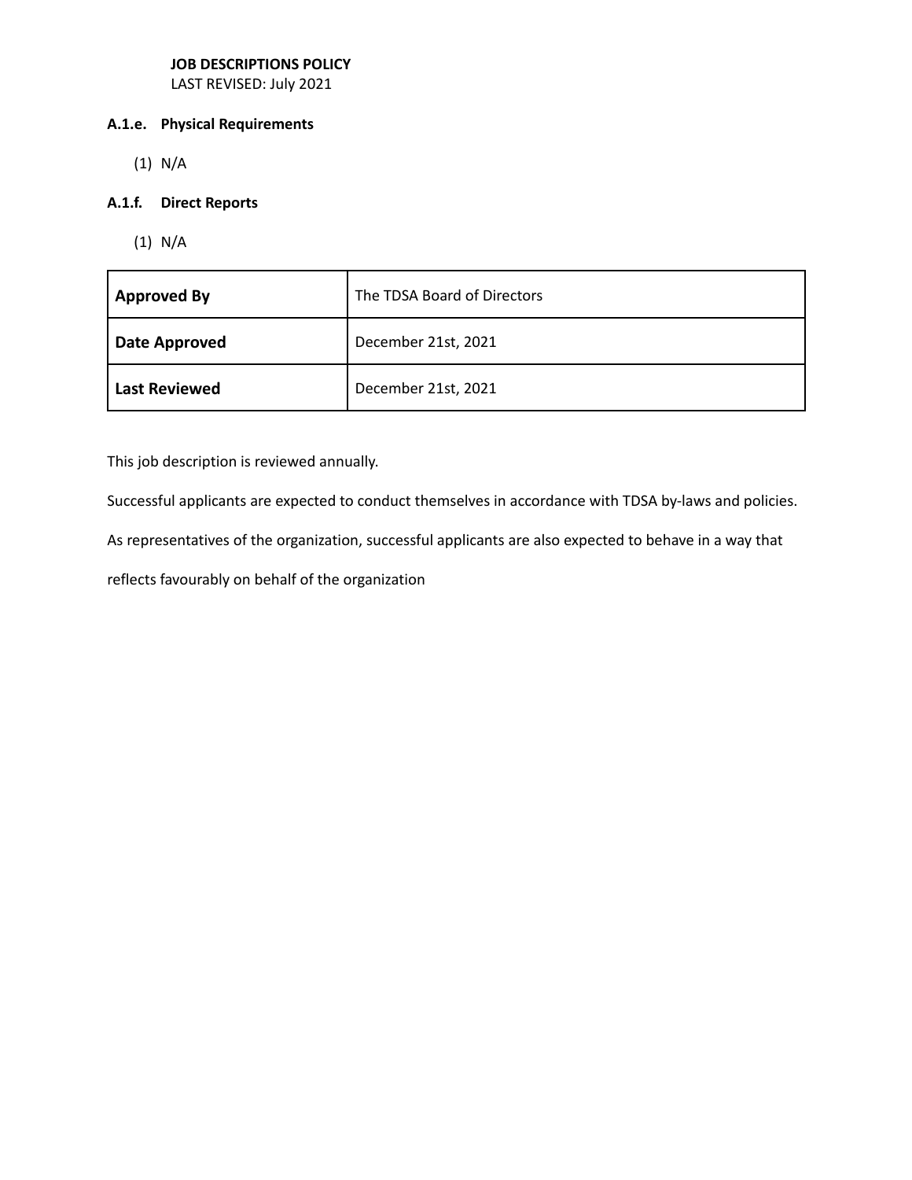#### A.1.e. Physical Requirements

(1) N/A

#### A.1.f. Direct Reports

(1) N/A

| | |
|---|---|
| **Approved By** | The TDSA Board of Directors |
| **Date Approved** | December 21st, 2021 |
| **Last Reviewed** | December 21st, 2021 |

This job description is reviewed annually.

Successful applicants are expected to conduct themselves in accordance with TDSA by-laws and policies.

As representatives of the organization, successful applicants are also expected to behave in a way that reflects favourably on behalf of the organization